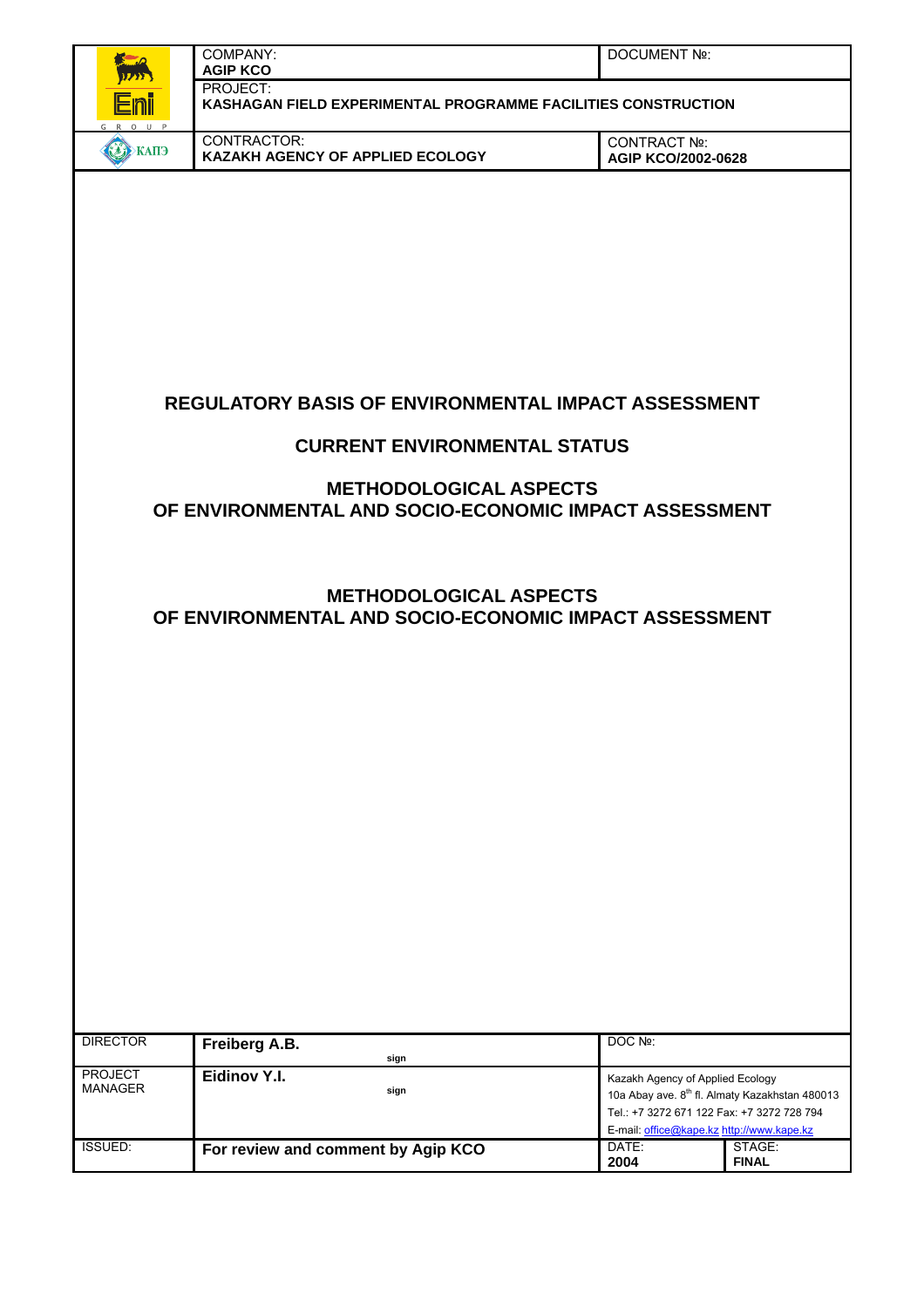| | COMPANY: **AGIP KCO** | DOCUMENT №: |
|---|---|---|
| | PROJECT: **KASHAGAN FIELD EXPERIMENTAL PROGRAMME FACILITIES CONSTRUCTION** | |
| КАПЭ | CONTRACTOR: **KAZAKH AGENCY OF APPLIED ECOLOGY** | CONTRACT №: **AGIP KCO/2002-0628** |

# REGULATORY BASIS OF ENVIRONMENTAL IMPACT ASSESSMENT

# CURRENT ENVIRONMENTAL STATUS

# METHODOLOGICAL ASPECTS OF ENVIRONMENTAL AND SOCIO-ECONOMIC IMPACT ASSESSMENT

# METHODOLOGICAL ASPECTS OF ENVIRONMENTAL AND SOCIO-ECONOMIC IMPACT ASSESSMENT

| DIRECTOR | **Freiberg A.B.** sign | DOC №: | |
|---|---|---|---|
| PROJECT MANAGER | **Eidinov Y.I.** sign | Kazakh Agency of Applied Ecology<br>10a Abay ave. 8th fl. Almaty Kazakhstan 480013<br>Tel.: +7 3272 671 122 Fax: +7 3272 728 794<br>E-mail: office@kape.kz http://www.kape.kz | |
| ISSUED: | **For review and comment by Agip KCO** | DATE: **2004** | STAGE: **FINAL** |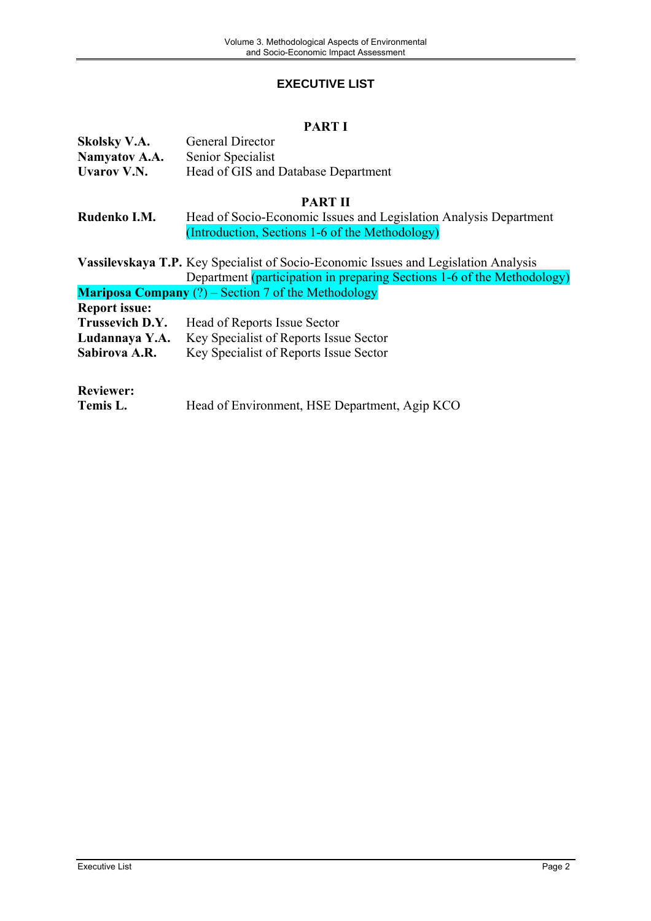# EXECUTIVE LIST

## PART I

**Skolsky V.A.** General Director
**Namyatov A.A.** Senior Specialist
**Uvarov V.N.** Head of GIS and Database Department

## PART II

**Rudenko I.M.** Head of Socio-Economic Issues and Legislation Analysis Department (Introduction, Sections 1-6 of the Methodology)

**Vassilevskaya T.P.** Key Specialist of Socio-Economic Issues and Legislation Analysis Department (participation in preparing Sections 1-6 of the Methodology)

**Mariposa Company** (?) – Section 7 of the Methodology

**Report issue:**

**Trussevich D.Y.** Head of Reports Issue Sector
**Ludannaya Y.A.** Key Specialist of Reports Issue Sector
**Sabirova A.R.** Key Specialist of Reports Issue Sector

**Reviewer:**

**Temis L.** Head of Environment, HSE Department, Agip KCO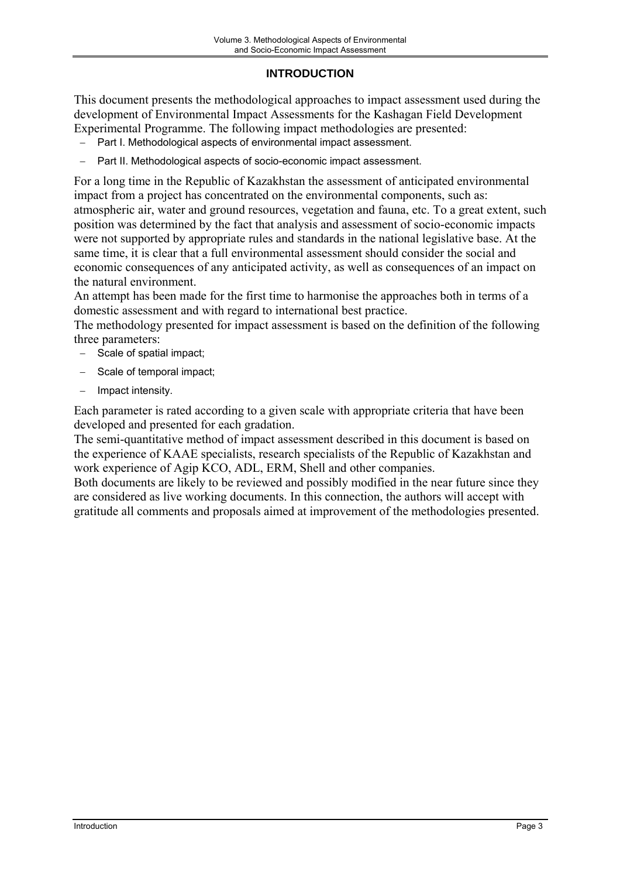# INTRODUCTION

This document presents the methodological approaches to impact assessment used during the development of Environmental Impact Assessments for the Kashagan Field Development Experimental Programme. The following impact methodologies are presented:

- Part I. Methodological aspects of environmental impact assessment.
- Part II. Methodological aspects of socio-economic impact assessment.

For a long time in the Republic of Kazakhstan the assessment of anticipated environmental impact from a project has concentrated on the environmental components, such as: atmospheric air, water and ground resources, vegetation and fauna, etc. To a great extent, such position was determined by the fact that analysis and assessment of socio-economic impacts were not supported by appropriate rules and standards in the national legislative base. At the same time, it is clear that a full environmental assessment should consider the social and economic consequences of any anticipated activity, as well as consequences of an impact on the natural environment.

An attempt has been made for the first time to harmonise the approaches both in terms of a domestic assessment and with regard to international best practice.

The methodology presented for impact assessment is based on the definition of the following three parameters:

- Scale of spatial impact;
- Scale of temporal impact;
- Impact intensity.

Each parameter is rated according to a given scale with appropriate criteria that have been developed and presented for each gradation.

The semi-quantitative method of impact assessment described in this document is based on the experience of KAAE specialists, research specialists of the Republic of Kazakhstan and work experience of Agip KCO, ADL, ERM, Shell and other companies.

Both documents are likely to be reviewed and possibly modified in the near future since they are considered as live working documents. In this connection, the authors will accept with gratitude all comments and proposals aimed at improvement of the methodologies presented.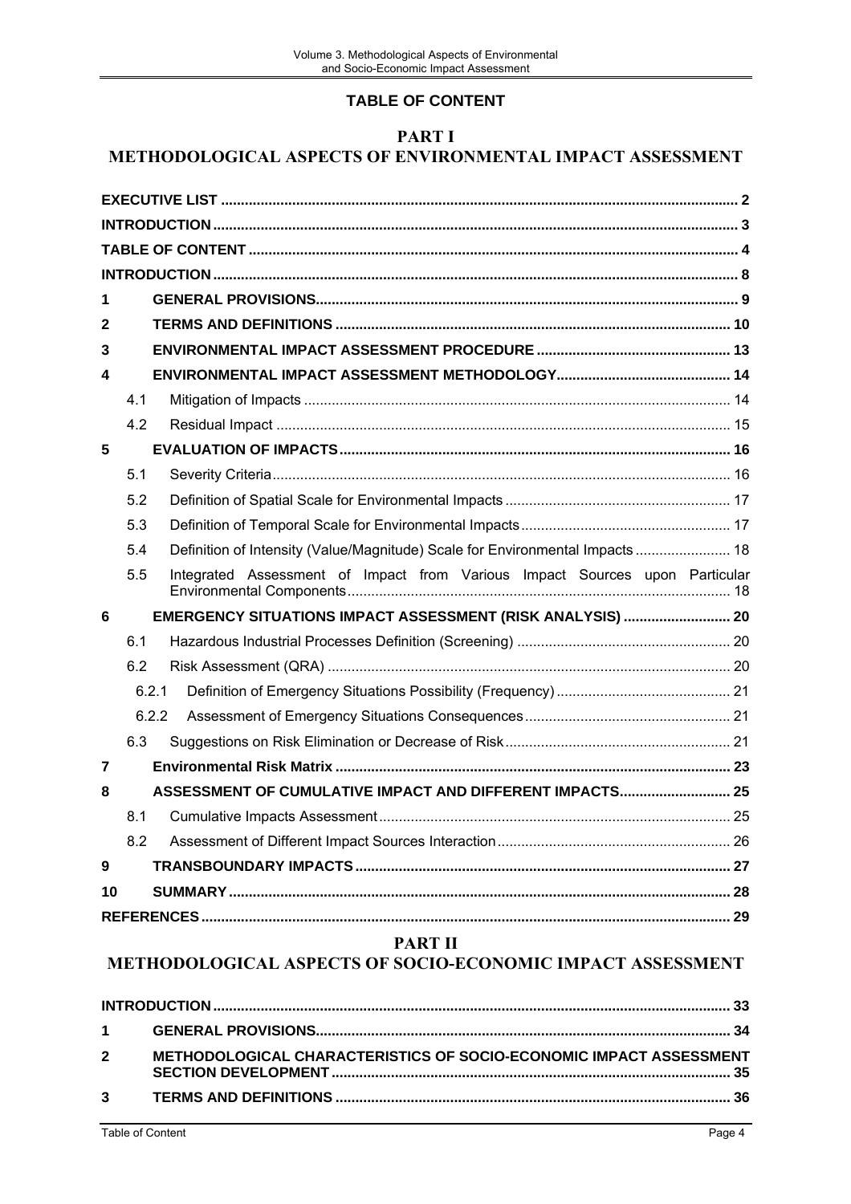## TABLE OF CONTENT

# PART I
# METHODOLOGICAL ASPECTS OF ENVIRONMENTAL IMPACT ASSESSMENT

| | | |
|---|---|---|
| **EXECUTIVE LIST** | | **2** |
| **INTRODUCTION** | | **3** |
| **TABLE OF CONTENT** | | **4** |
| **INTRODUCTION** | | **8** |
| **1** | **GENERAL PROVISIONS** | **9** |
| **2** | **TERMS AND DEFINITIONS** | **10** |
| **3** | **ENVIRONMENTAL IMPACT ASSESSMENT PROCEDURE** | **13** |
| **4** | **ENVIRONMENTAL IMPACT ASSESSMENT METHODOLOGY** | **14** |
| 4.1 | Mitigation of Impacts | 14 |
| 4.2 | Residual Impact | 15 |
| **5** | **EVALUATION OF IMPACTS** | **16** |
| 5.1 | Severity Criteria | 16 |
| 5.2 | Definition of Spatial Scale for Environmental Impacts | 17 |
| 5.3 | Definition of Temporal Scale for Environmental Impacts | 17 |
| 5.4 | Definition of Intensity (Value/Magnitude) Scale for Environmental Impacts | 18 |
| 5.5 | Integrated Assessment of Impact from Various Impact Sources upon Particular Environmental Components | 18 |
| **6** | **EMERGENCY SITUATIONS IMPACT ASSESSMENT (RISK ANALYSIS)** | **20** |
| 6.1 | Hazardous Industrial Processes Definition (Screening) | 20 |
| 6.2 | Risk Assessment (QRA) | 20 |
| 6.2.1 | Definition of Emergency Situations Possibility (Frequency) | 21 |
| 6.2.2 | Assessment of Emergency Situations Consequences | 21 |
| 6.3 | Suggestions on Risk Elimination or Decrease of Risk | 21 |
| **7** | **Environmental Risk Matrix** | **23** |
| **8** | **ASSESSMENT OF CUMULATIVE IMPACT AND DIFFERENT IMPACTS** | **25** |
| 8.1 | Cumulative Impacts Assessment | 25 |
| 8.2 | Assessment of Different Impact Sources Interaction | 26 |
| **9** | **TRANSBOUNDARY IMPACTS** | **27** |
| **10** | **SUMMARY** | **28** |
| **REFERENCES** | | **29** |

# PART II
# METHODOLOGICAL ASPECTS OF SOCIO-ECONOMIC IMPACT ASSESSMENT

| | | |
|---|---|---|
| **INTRODUCTION** | | **33** |
| **1** | **GENERAL PROVISIONS** | **34** |
| **2** | **METHODOLOGICAL CHARACTERISTICS OF SOCIO-ECONOMIC IMPACT ASSESSMENT SECTION DEVELOPMENT** | **35** |
| **3** | **TERMS AND DEFINITIONS** | **36** |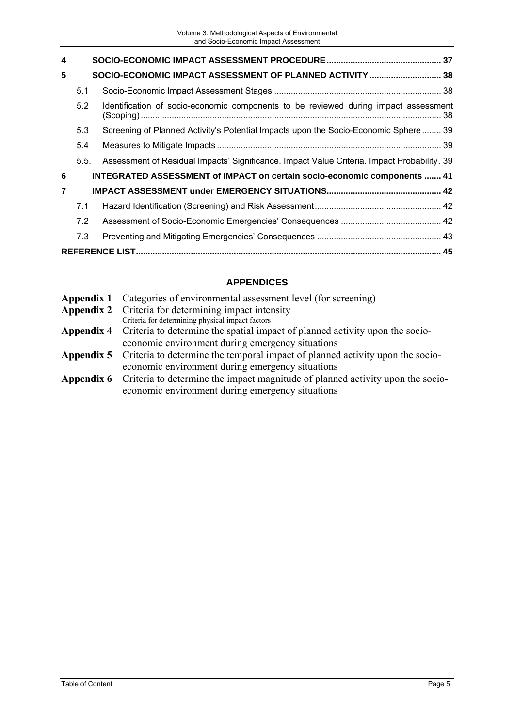| | | | |
|---|---|---|---|
| **4** | | **SOCIO-ECONOMIC IMPACT ASSESSMENT PROCEDURE** | **37** |
| **5** | | **SOCIO-ECONOMIC IMPACT ASSESSMENT OF PLANNED ACTIVITY** | **38** |
| | 5.1 | Socio-Economic Impact Assessment Stages | 38 |
| | 5.2 | Identification of socio-economic components to be reviewed during impact assessment (Scoping) | 38 |
| | 5.3 | Screening of Planned Activity's Potential Impacts upon the Socio-Economic Sphere | 39 |
| | 5.4 | Measures to Mitigate Impacts | 39 |
| | 5.5. | Assessment of Residual Impacts' Significance. Impact Value Criteria. Impact Probability | 39 |
| **6** | | **INTEGRATED ASSESSMENT of IMPACT on certain socio-economic components** | **41** |
| **7** | | **IMPACT ASSESSMENT under EMERGENCY SITUATIONS** | **42** |
| | 7.1 | Hazard Identification (Screening) and Risk Assessment | 42 |
| | 7.2 | Assessment of Socio-Economic Emergencies' Consequences | 42 |
| | 7.3 | Preventing and Mitigating Emergencies' Consequences | 43 |
| **REFERENCE LIST** | | | **45** |

## APPENDICES

**Appendix 1** Categories of environmental assessment level (for screening)

**Appendix 2** Criteria for determining impact intensity

Criteria for determining physical impact factors

**Appendix 4** Criteria to determine the spatial impact of planned activity upon the socio-economic environment during emergency situations

**Appendix 5** Criteria to determine the temporal impact of planned activity upon the socio-economic environment during emergency situations

**Appendix 6** Criteria to determine the impact magnitude of planned activity upon the socio-economic environment during emergency situations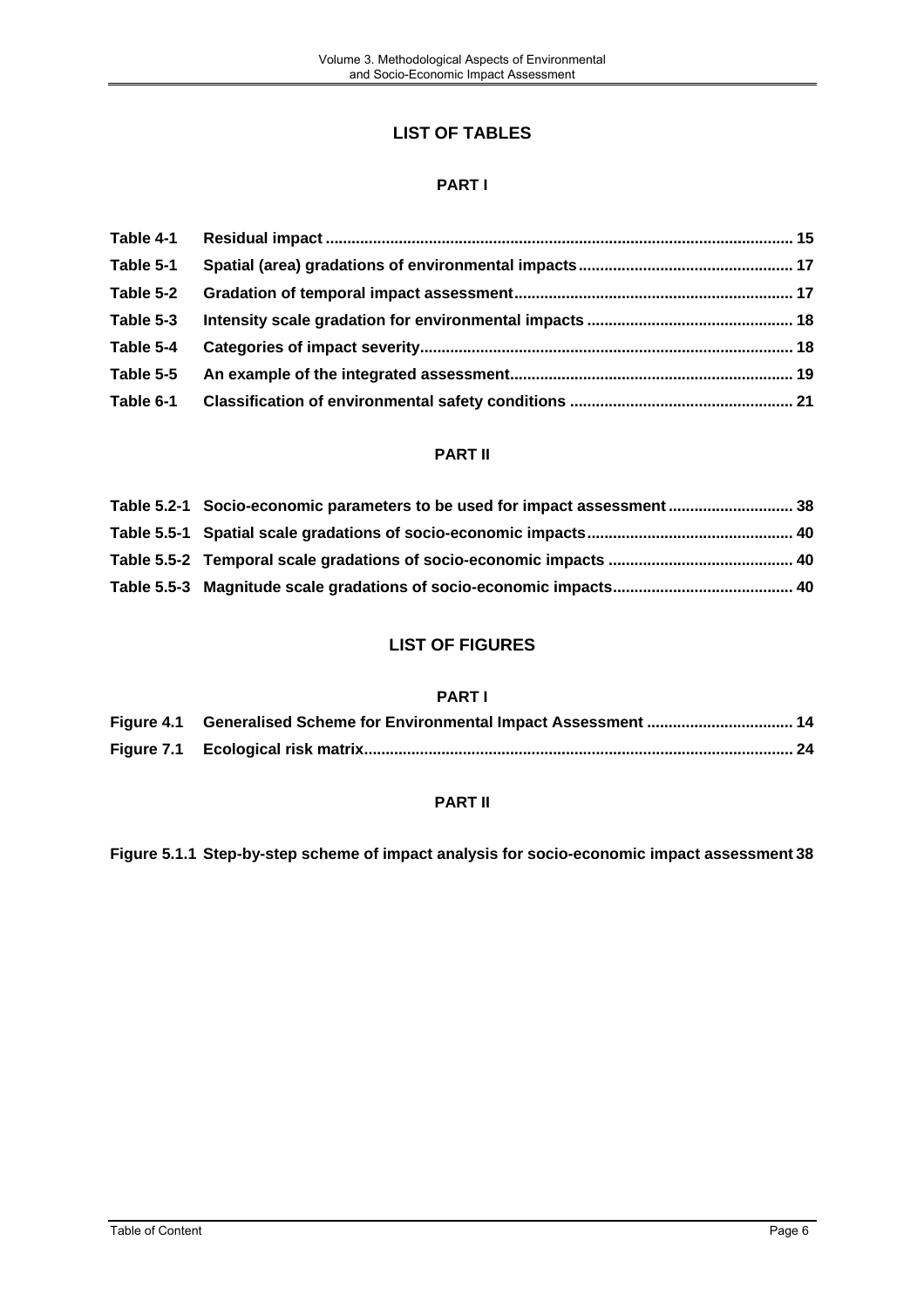## LIST OF TABLES

### PART I

**Table 4-1 Residual impact ........................................................................................................ 15**

**Table 5-1 Spatial (area) gradations of environmental impacts ................................................ 17**

**Table 5-2 Gradation of temporal impact assessment ............................................................... 17**

**Table 5-3 Intensity scale gradation for environmental impacts ............................................... 18**

**Table 5-4 Categories of impact severity ..................................................................................... 18**

**Table 5-5 An example of the integrated assessment ................................................................ 19**

**Table 6-1 Classification of environmental safety conditions ................................................... 21**

### PART II

**Table 5.2-1 Socio-economic parameters to be used for impact assessment ............................ 38**

**Table 5.5-1 Spatial scale gradations of socio-economic impacts ............................................. 40**

**Table 5.5-2 Temporal scale gradations of socio-economic impacts ......................................... 40**

**Table 5.5-3 Magnitude scale gradations of socio-economic impacts ........................................ 40**

## LIST OF FIGURES

### PART I

**Figure 4.1 Generalised Scheme for Environmental Impact Assessment ................................. 14**

**Figure 7.1 Ecological risk matrix ................................................................................................ 24**

### PART II

**Figure 5.1.1 Step-by-step scheme of impact analysis for socio-economic impact assessment 38**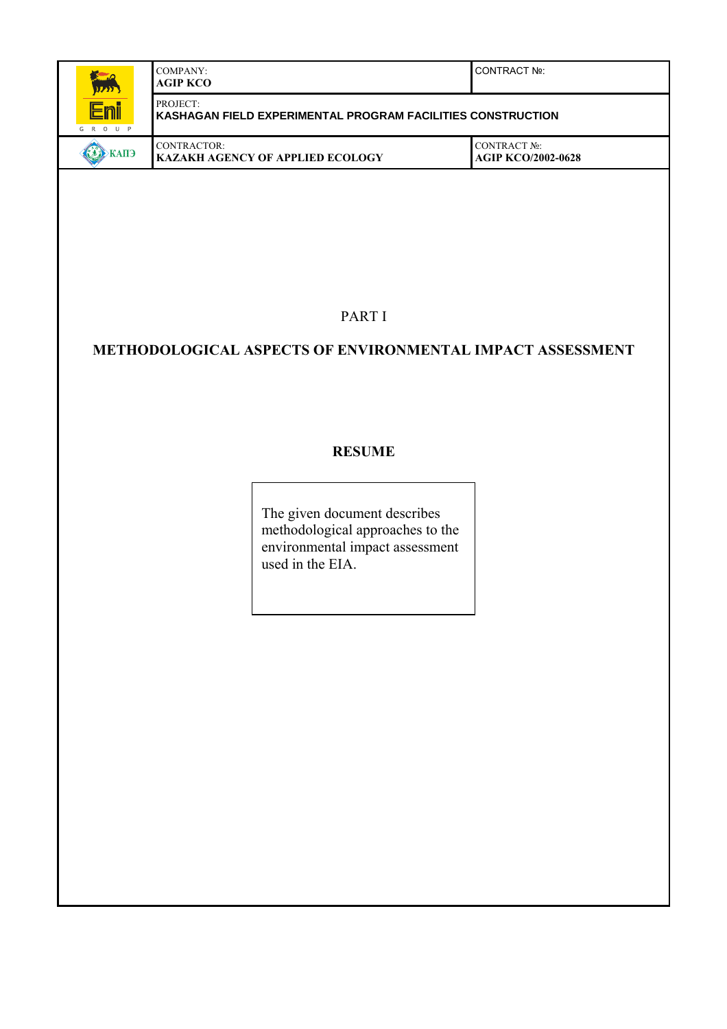| | COMPANY: **AGIP KCO** | CONTRACT №: |
|---|---|---|
| | PROJECT: **KASHAGAN FIELD EXPERIMENTAL PROGRAM FACILITIES CONSTRUCTION** | |
| КАПЭ | CONTRACTOR: **KAZAKH AGENCY OF APPLIED ECOLOGY** | CONTRACT №: **AGIP KCO/2002-0628** |

PART I

# METHODOLOGICAL ASPECTS OF ENVIRONMENTAL IMPACT ASSESSMENT

## RESUME

The given document describes methodological approaches to the environmental impact assessment used in the EIA.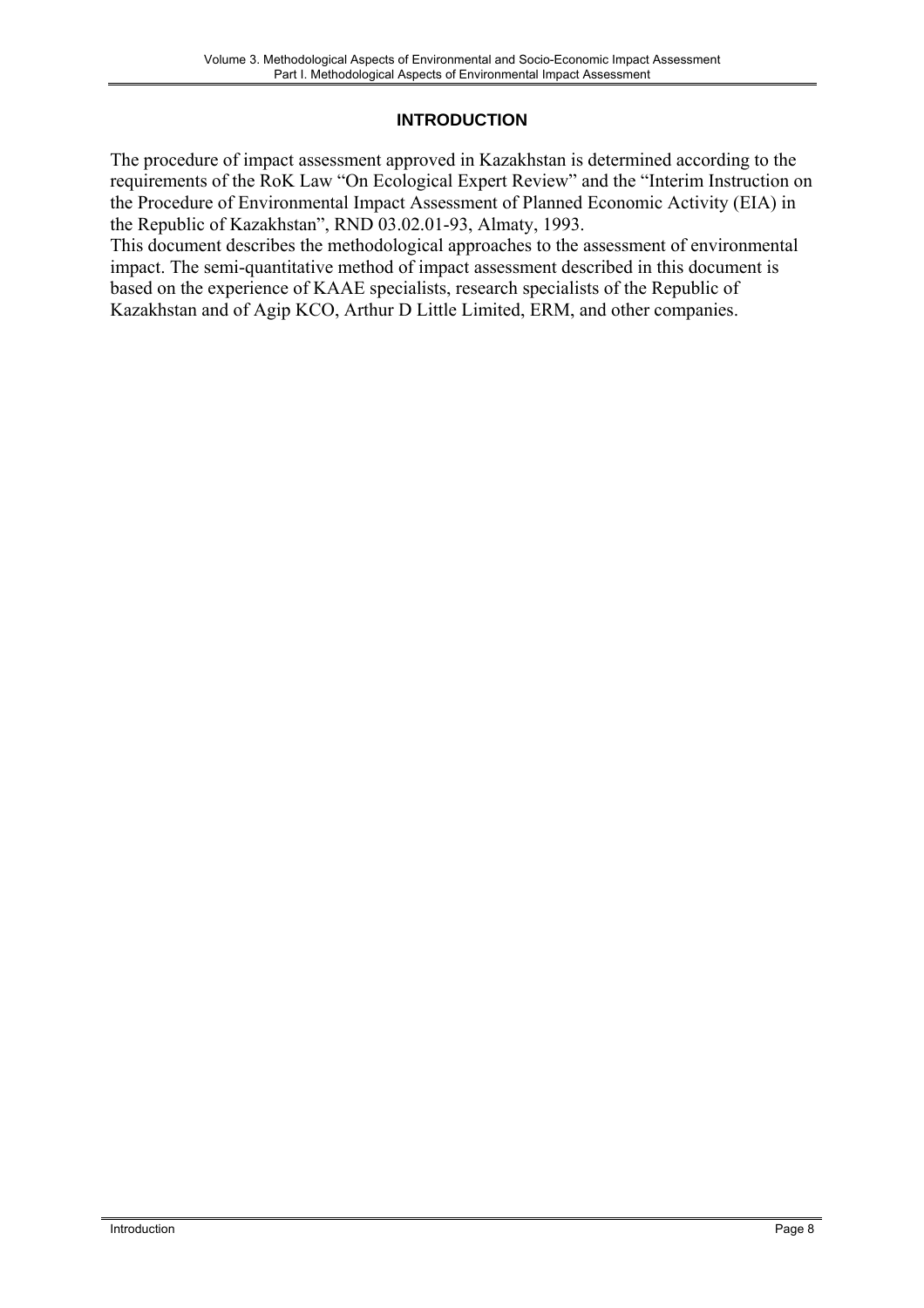# INTRODUCTION

The procedure of impact assessment approved in Kazakhstan is determined according to the requirements of the RoK Law "On Ecological Expert Review" and the "Interim Instruction on the Procedure of Environmental Impact Assessment of Planned Economic Activity (EIA) in the Republic of Kazakhstan", RND 03.02.01-93, Almaty, 1993.

This document describes the methodological approaches to the assessment of environmental impact. The semi-quantitative method of impact assessment described in this document is based on the experience of KAAE specialists, research specialists of the Republic of Kazakhstan and of Agip KCO, Arthur D Little Limited, ERM, and other companies.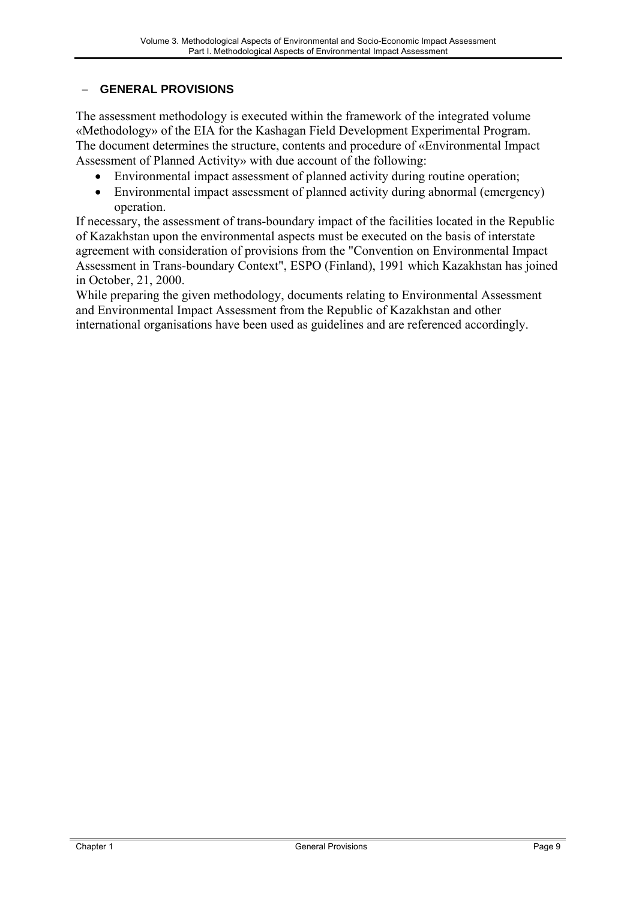# – GENERAL PROVISIONS

The assessment methodology is executed within the framework of the integrated volume «Methodology» of the EIA for the Kashagan Field Development Experimental Program. The document determines the structure, contents and procedure of «Environmental Impact Assessment of Planned Activity» with due account of the following:

- Environmental impact assessment of planned activity during routine operation;
- Environmental impact assessment of planned activity during abnormal (emergency) operation.

If necessary, the assessment of trans-boundary impact of the facilities located in the Republic of Kazakhstan upon the environmental aspects must be executed on the basis of interstate agreement with consideration of provisions from the "Convention on Environmental Impact Assessment in Trans-boundary Context", ESPO (Finland), 1991 which Kazakhstan has joined in October, 21, 2000.

While preparing the given methodology, documents relating to Environmental Assessment and Environmental Impact Assessment from the Republic of Kazakhstan and other international organisations have been used as guidelines and are referenced accordingly.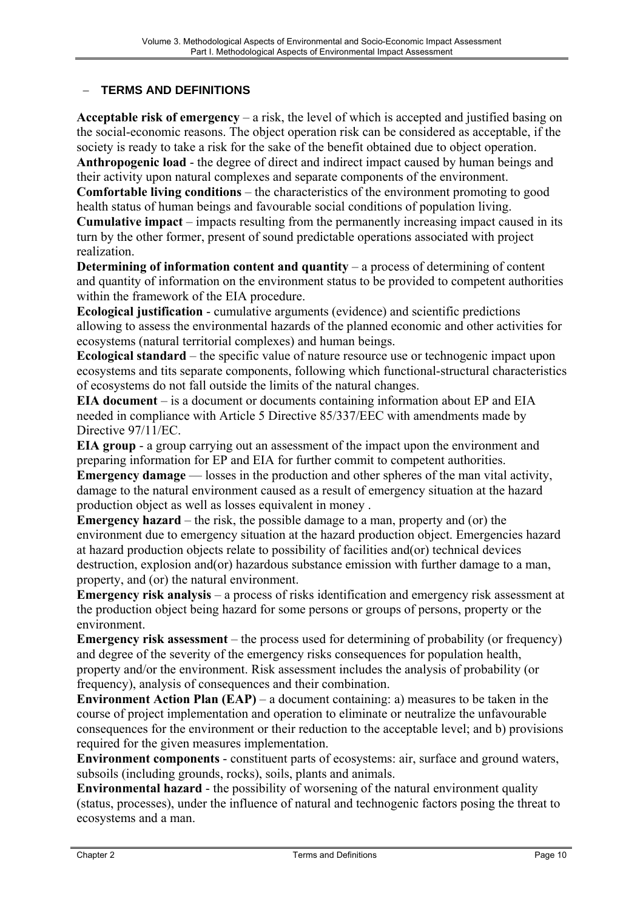## – TERMS AND DEFINITIONS

**Acceptable risk of emergency** – a risk, the level of which is accepted and justified basing on the social-economic reasons. The object operation risk can be considered as acceptable, if the society is ready to take a risk for the sake of the benefit obtained due to object operation.

**Anthropogenic load** - the degree of direct and indirect impact caused by human beings and their activity upon natural complexes and separate components of the environment.

**Comfortable living conditions** – the characteristics of the environment promoting to good health status of human beings and favourable social conditions of population living.

**Cumulative impact** – impacts resulting from the permanently increasing impact caused in its turn by the other former, present of sound predictable operations associated with project realization.

**Determining of information content and quantity** – a process of determining of content and quantity of information on the environment status to be provided to competent authorities within the framework of the EIA procedure.

**Ecological justification** - cumulative arguments (evidence) and scientific predictions allowing to assess the environmental hazards of the planned economic and other activities for ecosystems (natural territorial complexes) and human beings.

**Ecological standard** – the specific value of nature resource use or technogenic impact upon ecosystems and tits separate components, following which functional-structural characteristics of ecosystems do not fall outside the limits of the natural changes.

**EIA document** – is a document or documents containing information about EP and EIA needed in compliance with Article 5 Directive 85/337/EEC with amendments made by Directive 97/11/EC.

**EIA group** - a group carrying out an assessment of the impact upon the environment and preparing information for EP and EIA for further commit to competent authorities.

**Emergency damage** — losses in the production and other spheres of the man vital activity, damage to the natural environment caused as a result of emergency situation at the hazard production object as well as losses equivalent in money .

**Emergency hazard** – the risk, the possible damage to a man, property and (or) the environment due to emergency situation at the hazard production object. Emergencies hazard at hazard production objects relate to possibility of facilities and(or) technical devices destruction, explosion and(or) hazardous substance emission with further damage to a man, property, and (or) the natural environment.

**Emergency risk analysis** – a process of risks identification and emergency risk assessment at the production object being hazard for some persons or groups of persons, property or the environment.

**Emergency risk assessment** – the process used for determining of probability (or frequency) and degree of the severity of the emergency risks consequences for population health, property and/or the environment. Risk assessment includes the analysis of probability (or frequency), analysis of consequences and their combination.

**Environment Action Plan (EAP)** – a document containing: a) measures to be taken in the course of project implementation and operation to eliminate or neutralize the unfavourable consequences for the environment or their reduction to the acceptable level; and b) provisions required for the given measures implementation.

**Environment components** - constituent parts of ecosystems: air, surface and ground waters, subsoils (including grounds, rocks), soils, plants and animals.

**Environmental hazard** - the possibility of worsening of the natural environment quality (status, processes), under the influence of natural and technogenic factors posing the threat to ecosystems and a man.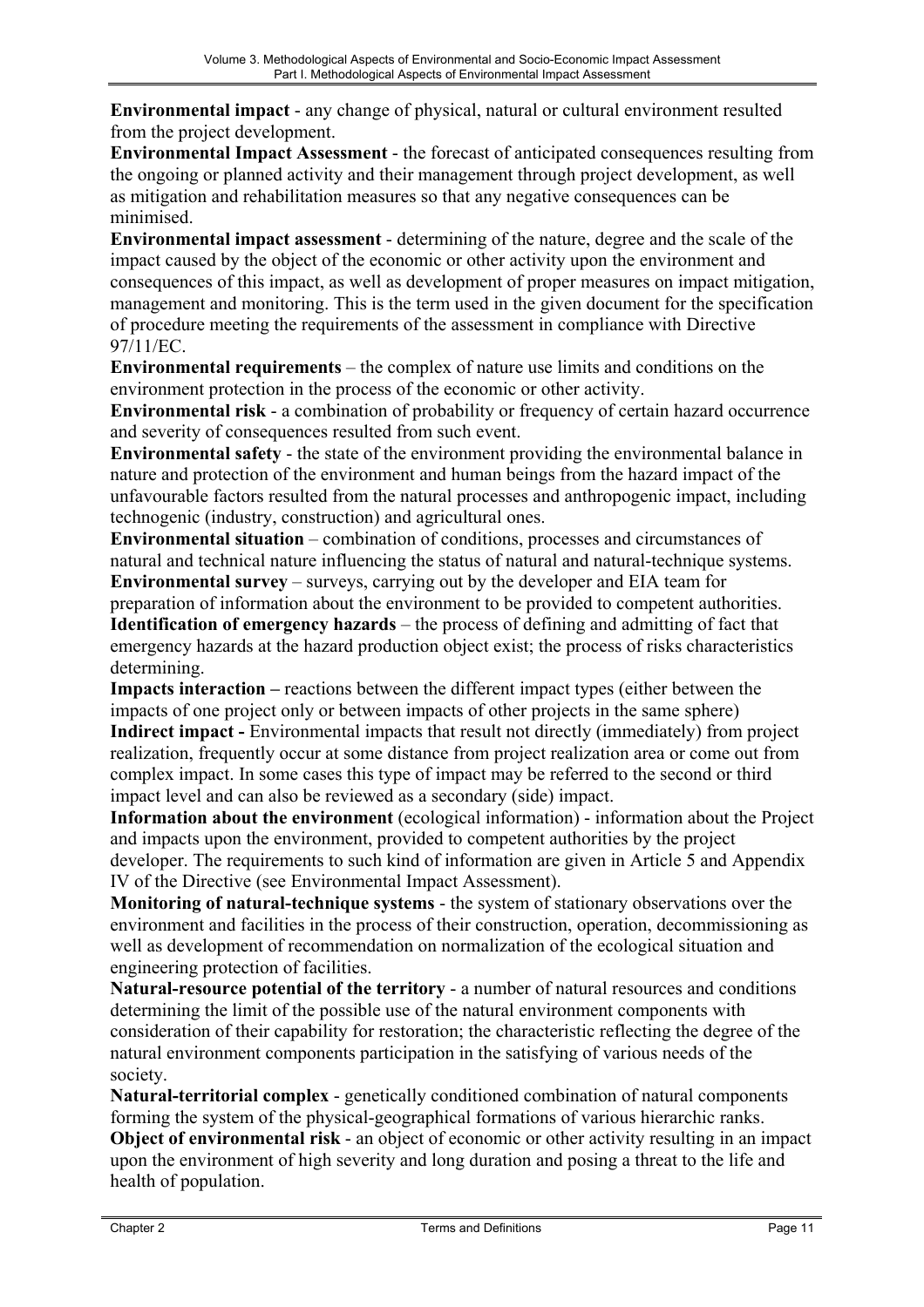**Environmental impact** - any change of physical, natural or cultural environment resulted from the project development.

**Environmental Impact Assessment** - the forecast of anticipated consequences resulting from the ongoing or planned activity and their management through project development, as well as mitigation and rehabilitation measures so that any negative consequences can be minimised.

**Environmental impact assessment** - determining of the nature, degree and the scale of the impact caused by the object of the economic or other activity upon the environment and consequences of this impact, as well as development of proper measures on impact mitigation, management and monitoring. This is the term used in the given document for the specification of procedure meeting the requirements of the assessment in compliance with Directive 97/11/EC.

**Environmental requirements** – the complex of nature use limits and conditions on the environment protection in the process of the economic or other activity.

**Environmental risk** - a combination of probability or frequency of certain hazard occurrence and severity of consequences resulted from such event.

**Environmental safety** - the state of the environment providing the environmental balance in nature and protection of the environment and human beings from the hazard impact of the unfavourable factors resulted from the natural processes and anthropogenic impact, including technogenic (industry, construction) and agricultural ones.

**Environmental situation** – combination of conditions, processes and circumstances of natural and technical nature influencing the status of natural and natural-technique systems.

**Environmental survey** – surveys, carrying out by the developer and EIA team for preparation of information about the environment to be provided to competent authorities.

**Identification of emergency hazards** – the process of defining and admitting of fact that emergency hazards at the hazard production object exist; the process of risks characteristics determining.

**Impacts interaction –** reactions between the different impact types (either between the impacts of one project only or between impacts of other projects in the same sphere)

**Indirect impact -** Environmental impacts that result not directly (immediately) from project realization, frequently occur at some distance from project realization area or come out from complex impact. In some cases this type of impact may be referred to the second or third impact level and can also be reviewed as a secondary (side) impact.

**Information about the environment** (ecological information) - information about the Project and impacts upon the environment, provided to competent authorities by the project developer. The requirements to such kind of information are given in Article 5 and Appendix IV of the Directive (see Environmental Impact Assessment).

**Monitoring of natural-technique systems** - the system of stationary observations over the environment and facilities in the process of their construction, operation, decommissioning as well as development of recommendation on normalization of the ecological situation and engineering protection of facilities.

**Natural-resource potential of the territory** - a number of natural resources and conditions determining the limit of the possible use of the natural environment components with consideration of their capability for restoration; the characteristic reflecting the degree of the natural environment components participation in the satisfying of various needs of the society.

**Natural-territorial complex** - genetically conditioned combination of natural components forming the system of the physical-geographical formations of various hierarchic ranks.

**Object of environmental risk** - an object of economic or other activity resulting in an impact upon the environment of high severity and long duration and posing a threat to the life and health of population.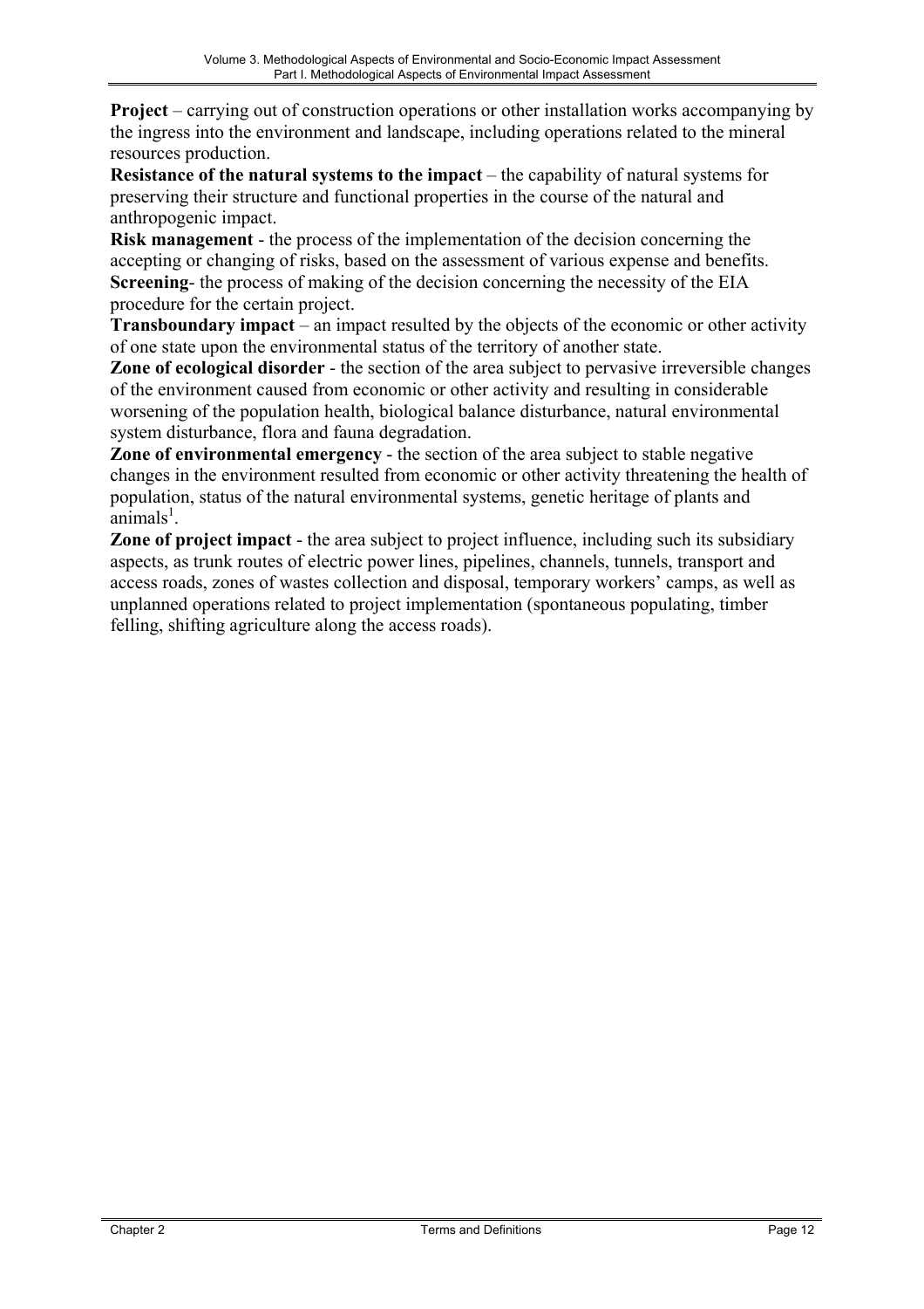**Project** – carrying out of construction operations or other installation works accompanying by the ingress into the environment and landscape, including operations related to the mineral resources production.

**Resistance of the natural systems to the impact** – the capability of natural systems for preserving their structure and functional properties in the course of the natural and anthropogenic impact.

**Risk management** - the process of the implementation of the decision concerning the accepting or changing of risks, based on the assessment of various expense and benefits.

**Screening**- the process of making of the decision concerning the necessity of the EIA procedure for the certain project.

**Transboundary impact** – an impact resulted by the objects of the economic or other activity of one state upon the environmental status of the territory of another state.

**Zone of ecological disorder** - the section of the area subject to pervasive irreversible changes of the environment caused from economic or other activity and resulting in considerable worsening of the population health, biological balance disturbance, natural environmental system disturbance, flora and fauna degradation.

**Zone of environmental emergency** - the section of the area subject to stable negative changes in the environment resulted from economic or other activity threatening the health of population, status of the natural environmental systems, genetic heritage of plants and animals[1].

**Zone of project impact** - the area subject to project influence, including such its subsidiary aspects, as trunk routes of electric power lines, pipelines, channels, tunnels, transport and access roads, zones of wastes collection and disposal, temporary workers' camps, as well as unplanned operations related to project implementation (spontaneous populating, timber felling, shifting agriculture along the access roads).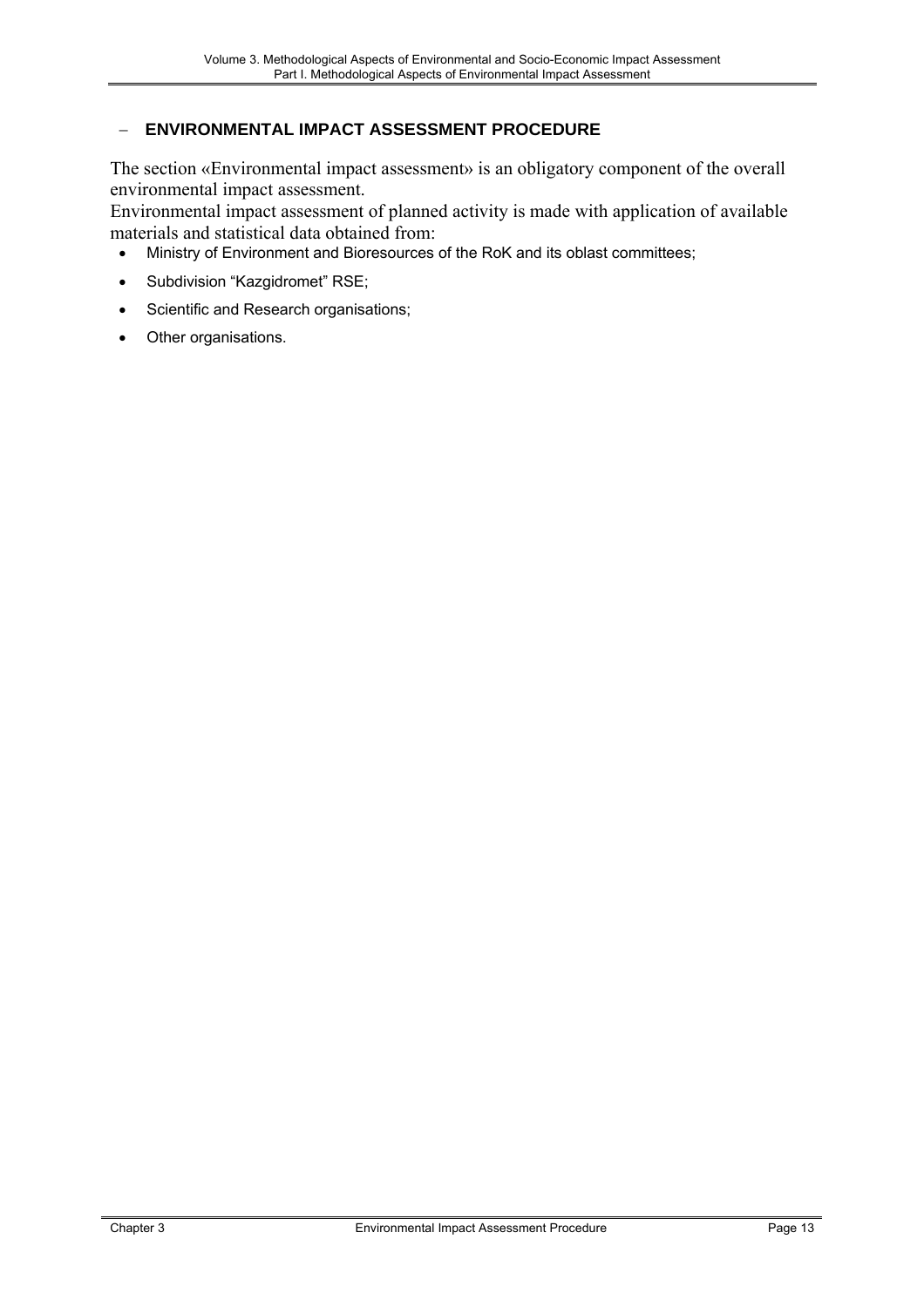## – ENVIRONMENTAL IMPACT ASSESSMENT PROCEDURE

The section «Environmental impact assessment» is an obligatory component of the overall environmental impact assessment.

Environmental impact assessment of planned activity is made with application of available materials and statistical data obtained from:

- Ministry of Environment and Bioresources of the RoK and its oblast committees;
- Subdivision "Kazgidromet" RSE;
- Scientific and Research organisations;
- Other organisations.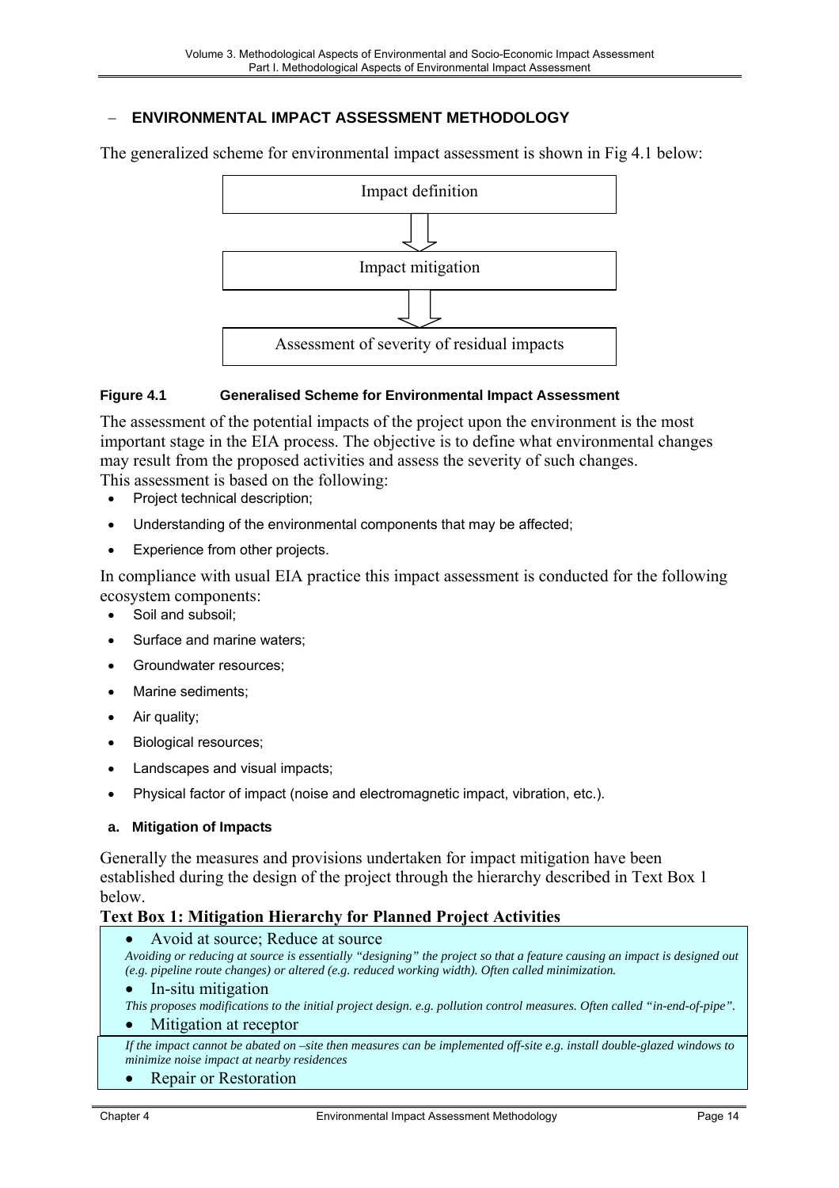## – ENVIRONMENTAL IMPACT ASSESSMENT METHODOLOGY

The generalized scheme for environmental impact assessment is shown in Fig 4.1 below:

Impact definition

↓

Impact mitigation

↓

Assessment of severity of residual impacts

**Figure 4.1 Generalised Scheme for Environmental Impact Assessment**

The assessment of the potential impacts of the project upon the environment is the most important stage in the EIA process. The objective is to define what environmental changes may result from the proposed activities and assess the severity of such changes.
This assessment is based on the following:

- Project technical description;
- Understanding of the environmental components that may be affected;
- Experience from other projects.

In compliance with usual EIA practice this impact assessment is conducted for the following ecosystem components:

- Soil and subsoil;
- Surface and marine waters;
- Groundwater resources;
- Marine sediments;
- Air quality;
- Biological resources;
- Landscapes and visual impacts;
- Physical factor of impact (noise and electromagnetic impact, vibration, etc.).

### a. Mitigation of Impacts

Generally the measures and provisions undertaken for impact mitigation have been established during the design of the project through the hierarchy described in Text Box 1 below.

**Text Box 1: Mitigation Hierarchy for Planned Project Activities**

- Avoid at source; Reduce at source

*Avoiding or reducing at source is essentially "designing" the project so that a feature causing an impact is designed out (e.g. pipeline route changes) or altered (e.g. reduced working width). Often called minimization.*

- In-situ mitigation

*This proposes modifications to the initial project design. e.g. pollution control measures. Often called "in-end-of-pipe".*

- Mitigation at receptor

*If the impact cannot be abated on –site then measures can be implemented off-site e.g. install double-glazed windows to minimize noise impact at nearby residences*

- Repair or Restoration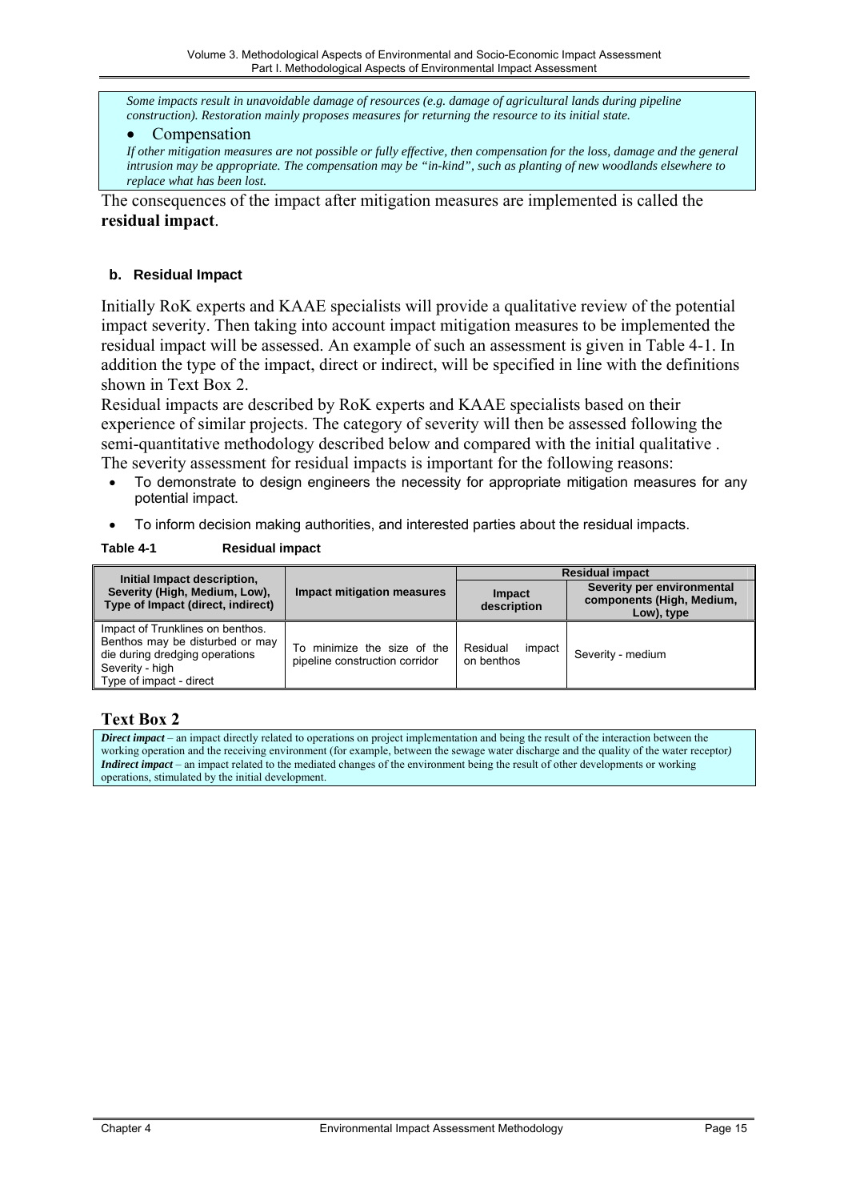*Some impacts result in unavoidable damage of resources (e.g. damage of agricultural lands during pipeline construction). Restoration mainly proposes measures for returning the resource to its initial state.*

- Compensation

*If other mitigation measures are not possible or fully effective, then compensation for the loss, damage and the general intrusion may be appropriate. The compensation may be "in-kind", such as planting of new woodlands elsewhere to replace what has been lost.*

The consequences of the impact after mitigation measures are implemented is called the **residual impact**.

#### b. Residual Impact

Initially RoK experts and KAAE specialists will provide a qualitative review of the potential impact severity. Then taking into account impact mitigation measures to be implemented the residual impact will be assessed. An example of such an assessment is given in Table 4-1. In addition the type of the impact, direct or indirect, will be specified in line with the definitions shown in Text Box 2.

Residual impacts are described by RoK experts and KAAE specialists based on their experience of similar projects. The category of severity will then be assessed following the semi-quantitative methodology described below and compared with the initial qualitative .

The severity assessment for residual impacts is important for the following reasons:

- To demonstrate to design engineers the necessity for appropriate mitigation measures for any potential impact.
- To inform decision making authorities, and interested parties about the residual impacts.

**Table 4-1 Residual impact**

| Initial Impact description, Severity (High, Medium, Low), Type of Impact (direct, indirect) | Impact mitigation measures | Residual impact | |
|---|---|---|---|
| | | Impact description | Severity per environmental components (High, Medium, Low), type |
| Impact of Trunklines on benthos. Benthos may be disturbed or may die during dredging operations<br>Severity - high<br>Type of impact - direct | To minimize the size of the pipeline construction corridor | Residual impact on benthos | Severity - medium |

### Text Box 2

***Direct impact*** – an impact directly related to operations on project implementation and being the result of the interaction between the working operation and the receiving environment (for example, between the sewage water discharge and the quality of the water receptor*)*

***Indirect impact*** – an impact related to the mediated changes of the environment being the result of other developments or working operations, stimulated by the initial development.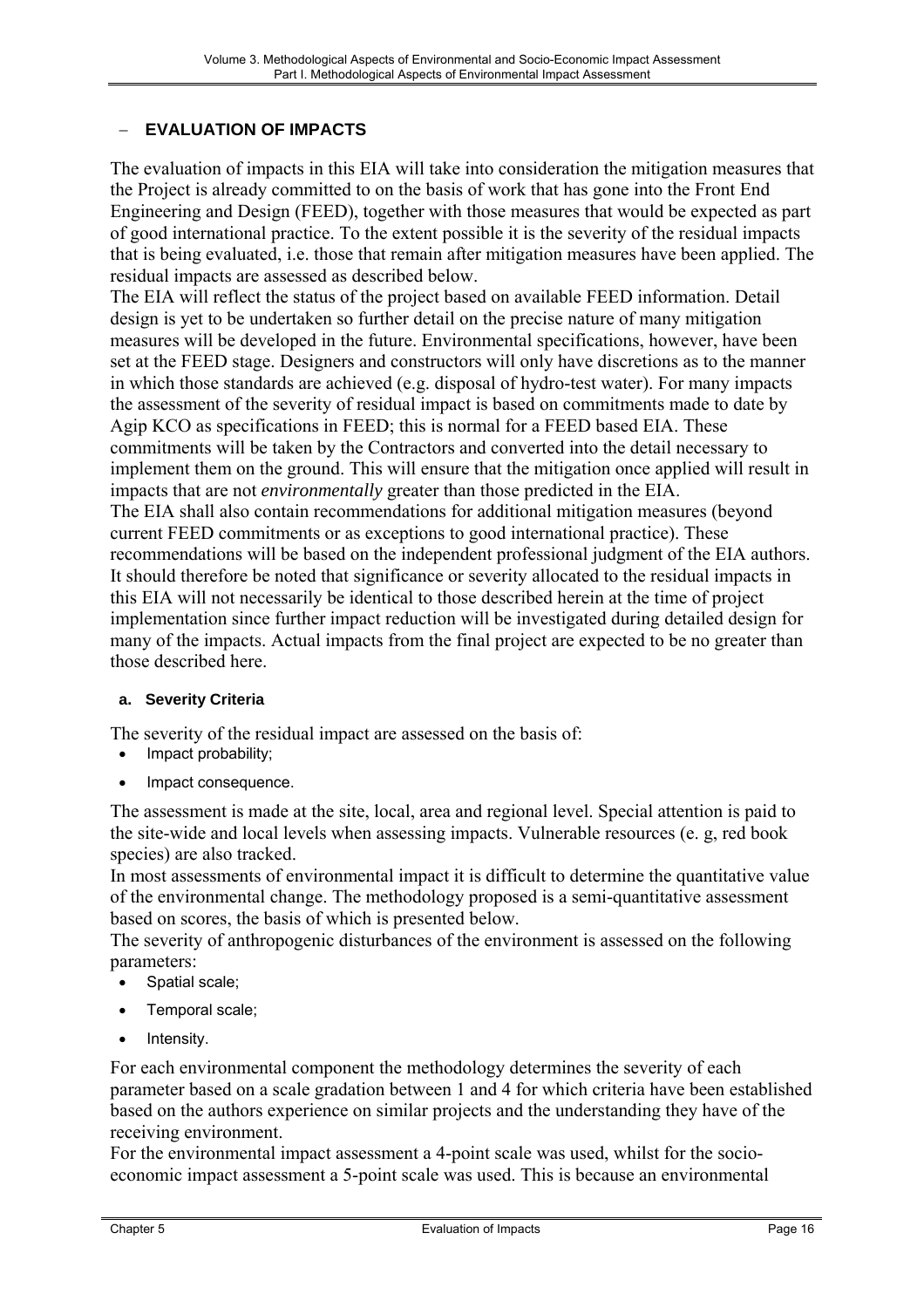## – EVALUATION OF IMPACTS

The evaluation of impacts in this EIA will take into consideration the mitigation measures that the Project is already committed to on the basis of work that has gone into the Front End Engineering and Design (FEED), together with those measures that would be expected as part of good international practice. To the extent possible it is the severity of the residual impacts that is being evaluated, i.e. those that remain after mitigation measures have been applied. The residual impacts are assessed as described below.

The EIA will reflect the status of the project based on available FEED information. Detail design is yet to be undertaken so further detail on the precise nature of many mitigation measures will be developed in the future. Environmental specifications, however, have been set at the FEED stage. Designers and constructors will only have discretions as to the manner in which those standards are achieved (e.g. disposal of hydro-test water). For many impacts the assessment of the severity of residual impact is based on commitments made to date by Agip KCO as specifications in FEED; this is normal for a FEED based EIA. These commitments will be taken by the Contractors and converted into the detail necessary to implement them on the ground. This will ensure that the mitigation once applied will result in impacts that are not *environmentally* greater than those predicted in the EIA.

The EIA shall also contain recommendations for additional mitigation measures (beyond current FEED commitments or as exceptions to good international practice). These recommendations will be based on the independent professional judgment of the EIA authors. It should therefore be noted that significance or severity allocated to the residual impacts in this EIA will not necessarily be identical to those described herein at the time of project implementation since further impact reduction will be investigated during detailed design for many of the impacts. Actual impacts from the final project are expected to be no greater than those described here.

### a. Severity Criteria

The severity of the residual impact are assessed on the basis of:

- Impact probability;
- Impact consequence.

The assessment is made at the site, local, area and regional level. Special attention is paid to the site-wide and local levels when assessing impacts. Vulnerable resources (e. g, red book species) are also tracked.

In most assessments of environmental impact it is difficult to determine the quantitative value of the environmental change. The methodology proposed is a semi-quantitative assessment based on scores, the basis of which is presented below.

The severity of anthropogenic disturbances of the environment is assessed on the following parameters:

- Spatial scale;
- Temporal scale;
- Intensity.

For each environmental component the methodology determines the severity of each parameter based on a scale gradation between 1 and 4 for which criteria have been established based on the authors experience on similar projects and the understanding they have of the receiving environment.

For the environmental impact assessment a 4-point scale was used, whilst for the socio-economic impact assessment a 5-point scale was used. This is because an environmental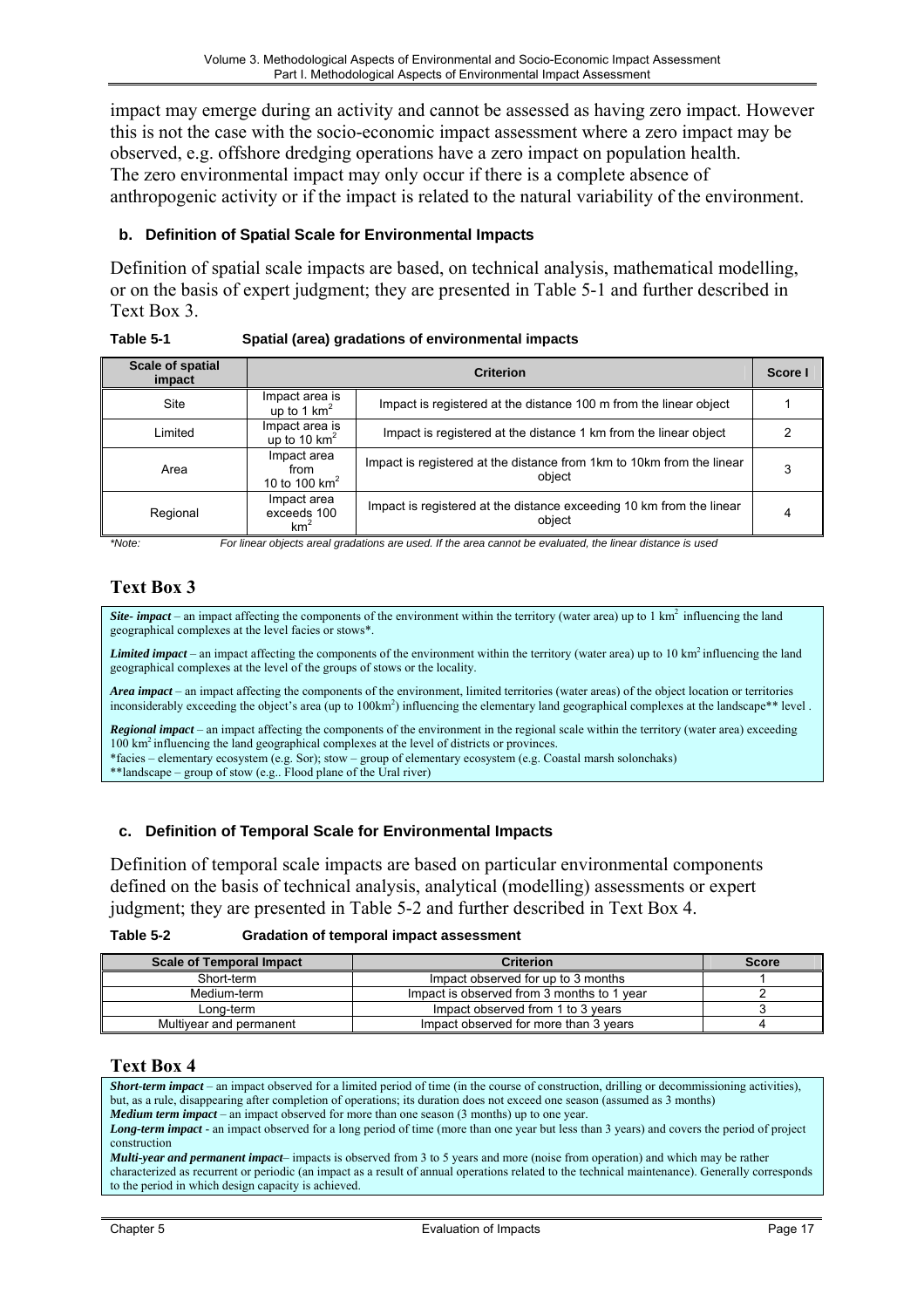impact may emerge during an activity and cannot be assessed as having zero impact. However this is not the case with the socio-economic impact assessment where a zero impact may be observed, e.g. offshore dredging operations have a zero impact on population health. The zero environmental impact may only occur if there is a complete absence of anthropogenic activity or if the impact is related to the natural variability of the environment.

#### b. Definition of Spatial Scale for Environmental Impacts

Definition of spatial scale impacts are based, on technical analysis, mathematical modelling, or on the basis of expert judgment; they are presented in Table 5-1 and further described in Text Box 3.

**Table 5-1 Spatial (area) gradations of environmental impacts**

| Scale of spatial impact | Criterion | | Score I |
|---|---|---|---|
| Site | Impact area is up to 1 $km^2$ | Impact is registered at the distance 100 m from the linear object | 1 |
| Limited | Impact area is up to 10 $km^2$ | Impact is registered at the distance 1 km from the linear object | 2 |
| Area | Impact area from 10 to 100 $km^2$ | Impact is registered at the distance from 1km to 10km from the linear object | 3 |
| Regional | Impact area exceeds 100 $km^2$ | Impact is registered at the distance exceeding 10 km from the linear object | 4 |

*\*Note: For linear objects areal gradations are used. If the area cannot be evaluated, the linear distance is used*

### Text Box 3

***Site- impact*** – an impact affecting the components of the environment within the territory (water area) up to 1 $km^2$ influencing the land geographical complexes at the level facies or stows\*.

***Limited impact*** – an impact affecting the components of the environment within the territory (water area) up to 10 $km^2$ influencing the land geographical complexes at the level of the groups of stows or the locality.

***Area impact*** – an impact affecting the components of the environment, limited territories (water areas) of the object location or territories inconsiderably exceeding the object's area (up to 100$km^2$) influencing the elementary land geographical complexes at the landscape\*\* level .

***Regional impact*** – an impact affecting the components of the environment in the regional scale within the territory (water area) exceeding 100 $km^2$ influencing the land geographical complexes at the level of districts or provinces.

\*facies – elementary ecosystem (e.g. Sor); stow – group of elementary ecosystem (e.g. Coastal marsh solonchaks)

\*\*landscape – group of stow (e.g.. Flood plane of the Ural river)

#### c. Definition of Temporal Scale for Environmental Impacts

Definition of temporal scale impacts are based on particular environmental components defined on the basis of technical analysis, analytical (modelling) assessments or expert judgment; they are presented in Table 5-2 and further described in Text Box 4.

**Table 5-2 Gradation of temporal impact assessment**

| Scale of Temporal Impact | Criterion | Score |
|---|---|---|
| Short-term | Impact observed for up to 3 months | 1 |
| Medium-term | Impact is observed from 3 months to 1 year | 2 |
| Long-term | Impact observed from 1 to 3 years | 3 |
| Multiyear and permanent | Impact observed for more than 3 years | 4 |

### Text Box 4

***Short-term impact*** – an impact observed for a limited period of time (in the course of construction, drilling or decommissioning activities), but, as a rule, disappearing after completion of operations; its duration does not exceed one season (assumed as 3 months)

***Medium term impact*** – an impact observed for more than one season (3 months) up to one year.

***Long-term impact*** - an impact observed for a long period of time (more than one year but less than 3 years) and covers the period of project construction

***Multi-year and permanent impact***– impacts is observed from 3 to 5 years and more (noise from operation) and which may be rather characterized as recurrent or periodic (an impact as a result of annual operations related to the technical maintenance). Generally corresponds to the period in which design capacity is achieved.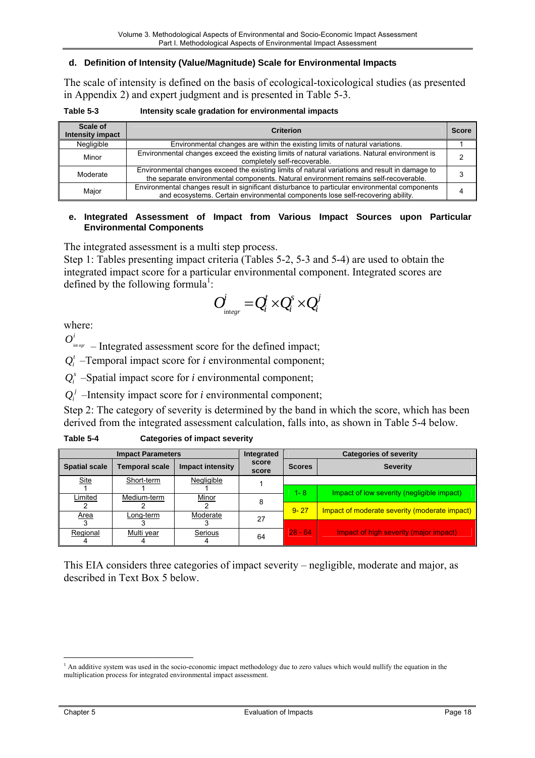#### d. Definition of Intensity (Value/Magnitude) Scale for Environmental Impacts

The scale of intensity is defined on the basis of ecological-toxicological studies (as presented in Appendix 2) and expert judgment and is presented in Table 5-3.

**Table 5-3 Intensity scale gradation for environmental impacts**

| Scale of Intensity impact | Criterion | Score |
|---|---|---|
| Negligible | Environmental changes are within the existing limits of natural variations. | 1 |
| Minor | Environmental changes exceed the existing limits of natural variations. Natural environment is completely self-recoverable. | 2 |
| Moderate | Environmental changes exceed the existing limits of natural variations and result in damage to the separate environmental components. Natural environment remains self-recoverable. | 3 |
| Major | Environmental changes result in significant disturbance to particular environmental components and ecosystems. Certain environmental components lose self-recovering ability. | 4 |

#### e. Integrated Assessment of Impact from Various Impact Sources upon Particular Environmental Components

The integrated assessment is a multi step process.

Step 1: Tables presenting impact criteria (Tables 5-2, 5-3 and 5-4) are used to obtain the integrated impact score for a particular environmental component. Integrated scores are defined by the following formula[1]:

$$O^i_{integr} = Q^t_i \times Q^s_i \times Q^j_i$$

where:

$O^i_{integr}$ – Integrated assessment score for the defined impact;

$Q^t_i$ –Temporal impact score for *i* environmental component;

$Q^s_i$ –Spatial impact score for *i* environmental component;

$Q^j_i$ –Intensity impact score for *i* environmental component;

Step 2: The category of severity is determined by the band in which the score, which has been derived from the integrated assessment calculation, falls into, as shown in Table 5-4 below.

**Table 5-4 Categories of impact severity**

| Impact Parameters | | | Integrated score | Categories of severity | |
|---|---|---|---|---|---|
| Spatial scale | Temporal scale | Impact intensity | score | Scores | Severity |
| Site 1 | Short-term 1 | Negligible 1 | 1 | 1- 8 | Impact of low severity (negligible impact) |
| Limited 2 | Medium-term 2 | Minor 2 | 8 | 9- 27 | Impact of moderate severity (moderate impact) |
| Area 3 | Long-term 3 | Moderate 3 | 27 | 28 - 64 | Impact of high severity (major impact) |
| Regional 4 | Multi year 4 | Serious 4 | 64 | | |

This EIA considers three categories of impact severity – negligible, moderate and major, as described in Text Box 5 below.

[1] An additive system was used in the socio-economic impact methodology due to zero values which would nullify the equation in the multiplication process for integrated environmental impact assessment.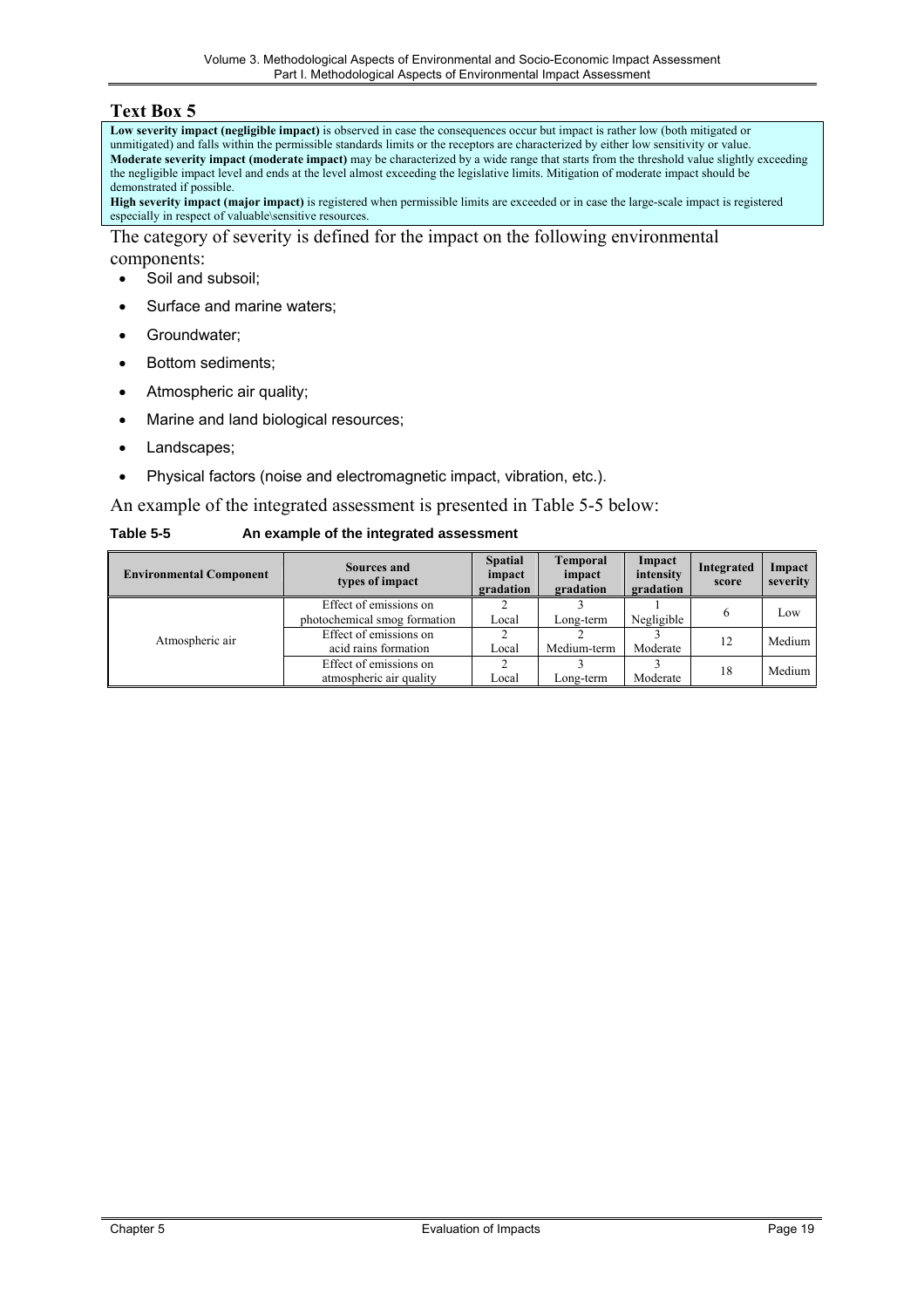## Text Box 5

**Low severity impact (negligible impact)** is observed in case the consequences occur but impact is rather low (both mitigated or unmitigated) and falls within the permissible standards limits or the receptors are characterized by either low sensitivity or value.
**Moderate severity impact (moderate impact)** may be characterized by a wide range that starts from the threshold value slightly exceeding the negligible impact level and ends at the level almost exceeding the legislative limits. Mitigation of moderate impact should be demonstrated if possible.
**High severity impact (major impact)** is registered when permissible limits are exceeded or in case the large-scale impact is registered especially in respect of valuable\sensitive resources.

The category of severity is defined for the impact on the following environmental components:

- Soil and subsoil;
- Surface and marine waters;
- Groundwater;
- Bottom sediments;
- Atmospheric air quality;
- Marine and land biological resources;
- Landscapes;
- Physical factors (noise and electromagnetic impact, vibration, etc.).

An example of the integrated assessment is presented in Table 5-5 below:

**Table 5-5 An example of the integrated assessment**

| Environmental Component | Sources and types of impact | Spatial impact gradation | Temporal impact gradation | Impact intensity gradation | Integrated score | Impact severity |
|---|---|---|---|---|---|---|
| Atmospheric air | Effect of emissions on photochemical smog formation | 2 Local | 3 Long-term | 1 Negligible | 6 | Low |
| | Effect of emissions on acid rains formation | 2 Local | 2 Medium-term | 3 Moderate | 12 | Medium |
| | Effect of emissions on atmospheric air quality | 2 Local | 3 Long-term | 3 Moderate | 18 | Medium |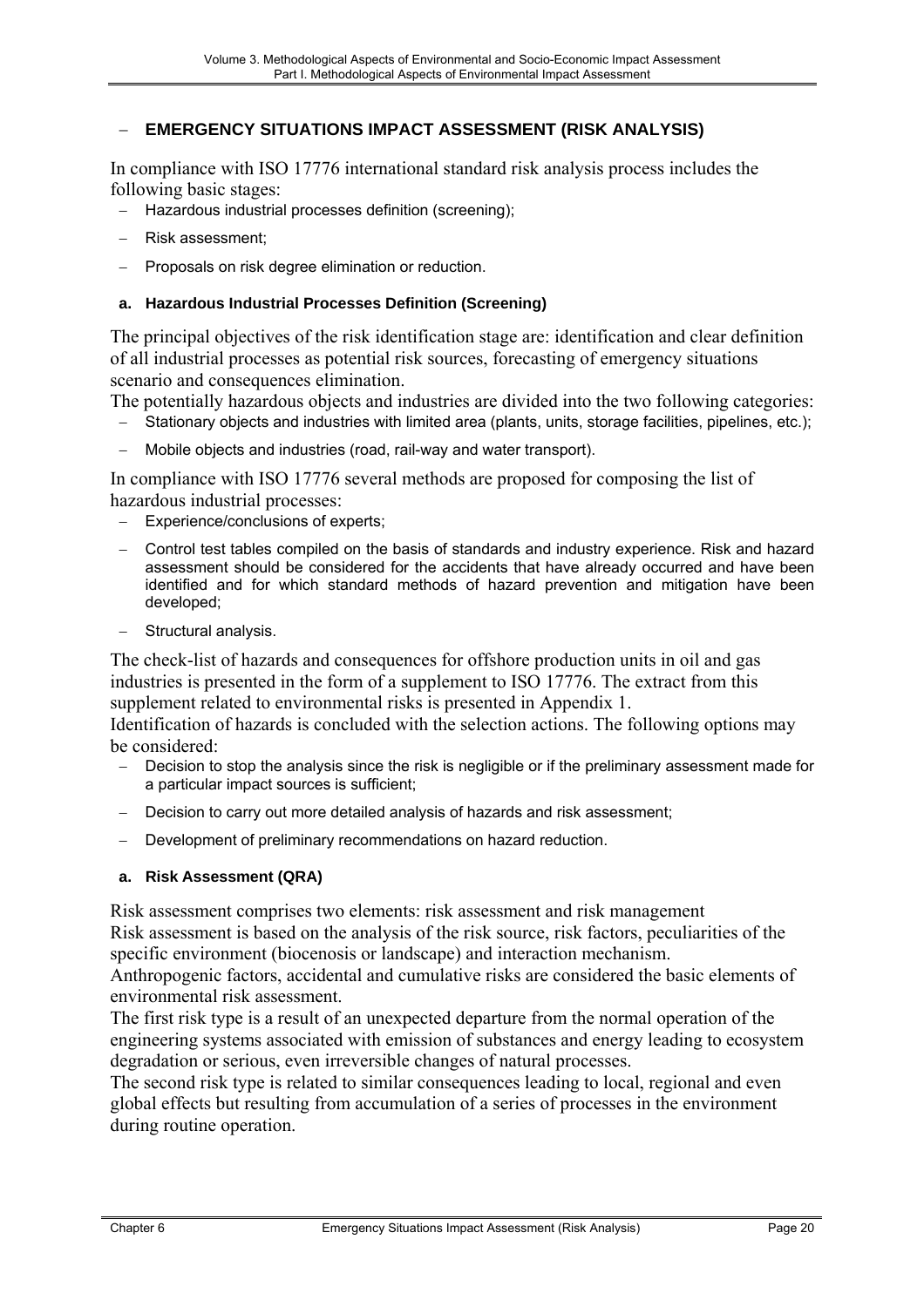## – EMERGENCY SITUATIONS IMPACT ASSESSMENT (RISK ANALYSIS)

In compliance with ISO 17776 international standard risk analysis process includes the following basic stages:

- Hazardous industrial processes definition (screening);
- Risk assessment;
- Proposals on risk degree elimination or reduction.

### a. Hazardous Industrial Processes Definition (Screening)

The principal objectives of the risk identification stage are: identification and clear definition of all industrial processes as potential risk sources, forecasting of emergency situations scenario and consequences elimination.

The potentially hazardous objects and industries are divided into the two following categories:

- Stationary objects and industries with limited area (plants, units, storage facilities, pipelines, etc.);
- Mobile objects and industries (road, rail-way and water transport).

In compliance with ISO 17776 several methods are proposed for composing the list of hazardous industrial processes:

- Experience/conclusions of experts;
- Control test tables compiled on the basis of standards and industry experience. Risk and hazard assessment should be considered for the accidents that have already occurred and have been identified and for which standard methods of hazard prevention and mitigation have been developed;
- Structural analysis.

The check-list of hazards and consequences for offshore production units in oil and gas industries is presented in the form of a supplement to ISO 17776. The extract from this supplement related to environmental risks is presented in Appendix 1.

Identification of hazards is concluded with the selection actions. The following options may be considered:

- Decision to stop the analysis since the risk is negligible or if the preliminary assessment made for a particular impact sources is sufficient;
- Decision to carry out more detailed analysis of hazards and risk assessment;
- Development of preliminary recommendations on hazard reduction.

### a. Risk Assessment (QRA)

Risk assessment comprises two elements: risk assessment and risk management

Risk assessment is based on the analysis of the risk source, risk factors, peculiarities of the specific environment (biocenosis or landscape) and interaction mechanism.

Anthropogenic factors, accidental and cumulative risks are considered the basic elements of environmental risk assessment.

The first risk type is a result of an unexpected departure from the normal operation of the engineering systems associated with emission of substances and energy leading to ecosystem degradation or serious, even irreversible changes of natural processes.

The second risk type is related to similar consequences leading to local, regional and even global effects but resulting from accumulation of a series of processes in the environment during routine operation.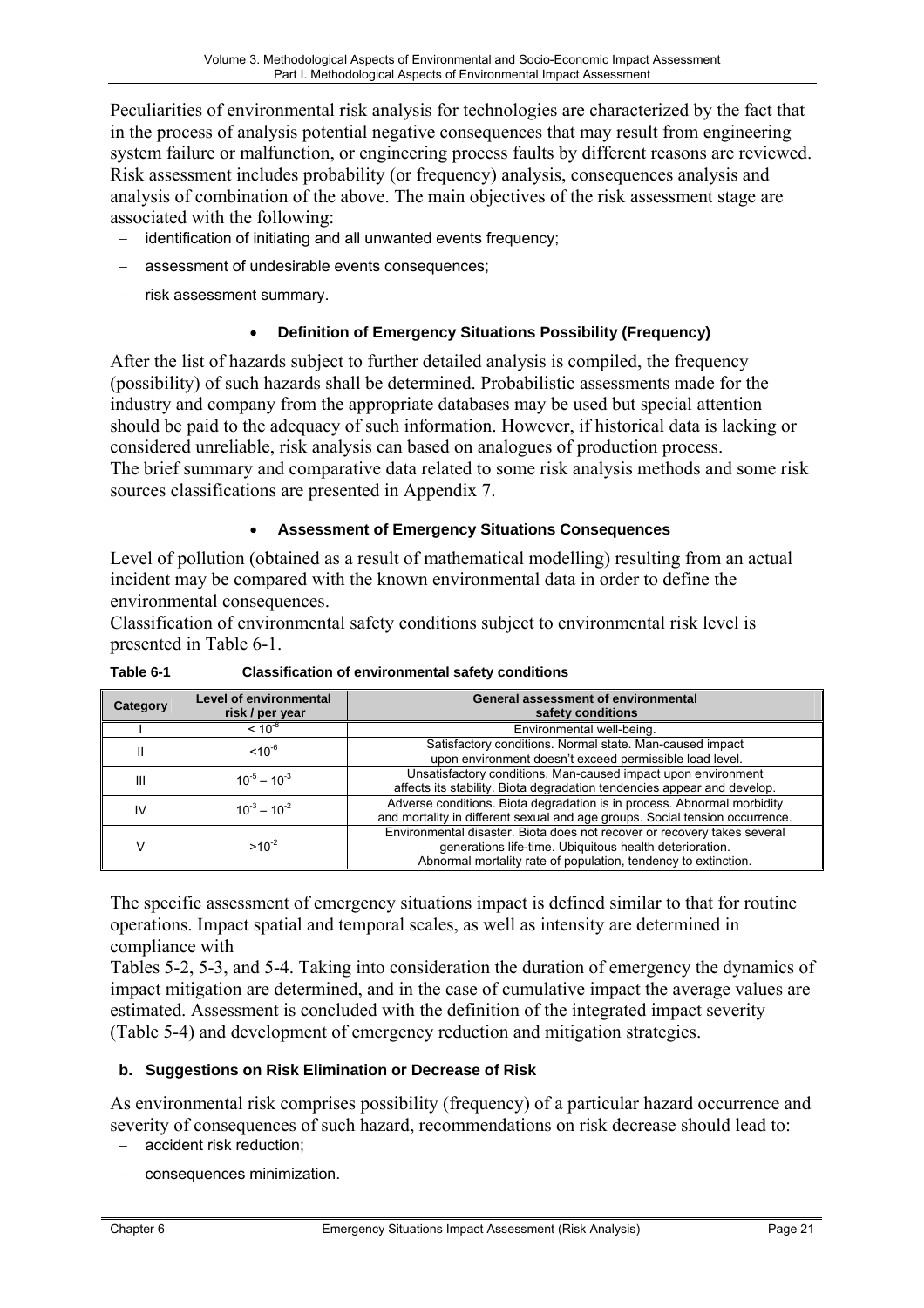Peculiarities of environmental risk analysis for technologies are characterized by the fact that in the process of analysis potential negative consequences that may result from engineering system failure or malfunction, or engineering process faults by different reasons are reviewed. Risk assessment includes probability (or frequency) analysis, consequences analysis and analysis of combination of the above. The main objectives of the risk assessment stage are associated with the following:

- identification of initiating and all unwanted events frequency;
- assessment of undesirable events consequences;
- risk assessment summary.

- **Definition of Emergency Situations Possibility (Frequency)**

After the list of hazards subject to further detailed analysis is compiled, the frequency (possibility) of such hazards shall be determined. Probabilistic assessments made for the industry and company from the appropriate databases may be used but special attention should be paid to the adequacy of such information. However, if historical data is lacking or considered unreliable, risk analysis can based on analogues of production process.
The brief summary and comparative data related to some risk analysis methods and some risk sources classifications are presented in Appendix 7.

- **Assessment of Emergency Situations Consequences**

Level of pollution (obtained as a result of mathematical modelling) resulting from an actual incident may be compared with the known environmental data in order to define the environmental consequences.
Classification of environmental safety conditions subject to environmental risk level is presented in Table 6-1.

**Table 6-1 Classification of environmental safety conditions**

| Category | Level of environmental risk / per year | General assessment of environmental safety conditions |
|---|---|---|
| I | $< 10^{-8}$ | Environmental well-being. |
| II | $<10^{-6}$ | Satisfactory conditions. Normal state. Man-caused impact upon environment doesn't exceed permissible load level. |
| III | $10^{-5} – 10^{-3}$ | Unsatisfactory conditions. Man-caused impact upon environment affects its stability. Biota degradation tendencies appear and develop. |
| IV | $10^{-3} – 10^{-2}$ | Adverse conditions. Biota degradation is in process. Abnormal morbidity and mortality in different sexual and age groups. Social tension occurrence. |
| V | $>10^{-2}$ | Environmental disaster. Biota does not recover or recovery takes several generations life-time. Ubiquitous health deterioration. Abnormal mortality rate of population, tendency to extinction. |

The specific assessment of emergency situations impact is defined similar to that for routine operations. Impact spatial and temporal scales, as well as intensity are determined in compliance with
Tables 5-2, 5-3, and 5-4. Taking into consideration the duration of emergency the dynamics of impact mitigation are determined, and in the case of cumulative impact the average values are estimated. Assessment is concluded with the definition of the integrated impact severity (Table 5-4) and development of emergency reduction and mitigation strategies.

### b. Suggestions on Risk Elimination or Decrease of Risk

As environmental risk comprises possibility (frequency) of a particular hazard occurrence and severity of consequences of such hazard, recommendations on risk decrease should lead to:

- accident risk reduction;
- consequences minimization.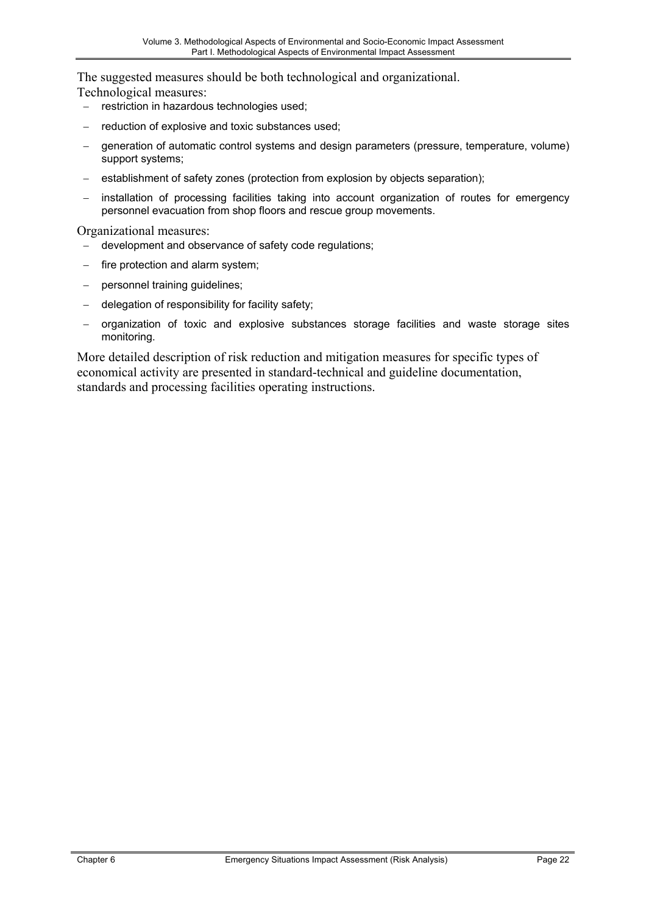The suggested measures should be both technological and organizational.

Technological measures:

- restriction in hazardous technologies used;
- reduction of explosive and toxic substances used;
- generation of automatic control systems and design parameters (pressure, temperature, volume) support systems;
- establishment of safety zones (protection from explosion by objects separation);
- installation of processing facilities taking into account organization of routes for emergency personnel evacuation from shop floors and rescue group movements.

Organizational measures:

- development and observance of safety code regulations;
- fire protection and alarm system;
- personnel training guidelines;
- delegation of responsibility for facility safety;
- organization of toxic and explosive substances storage facilities and waste storage sites monitoring.

More detailed description of risk reduction and mitigation measures for specific types of economical activity are presented in standard-technical and guideline documentation, standards and processing facilities operating instructions.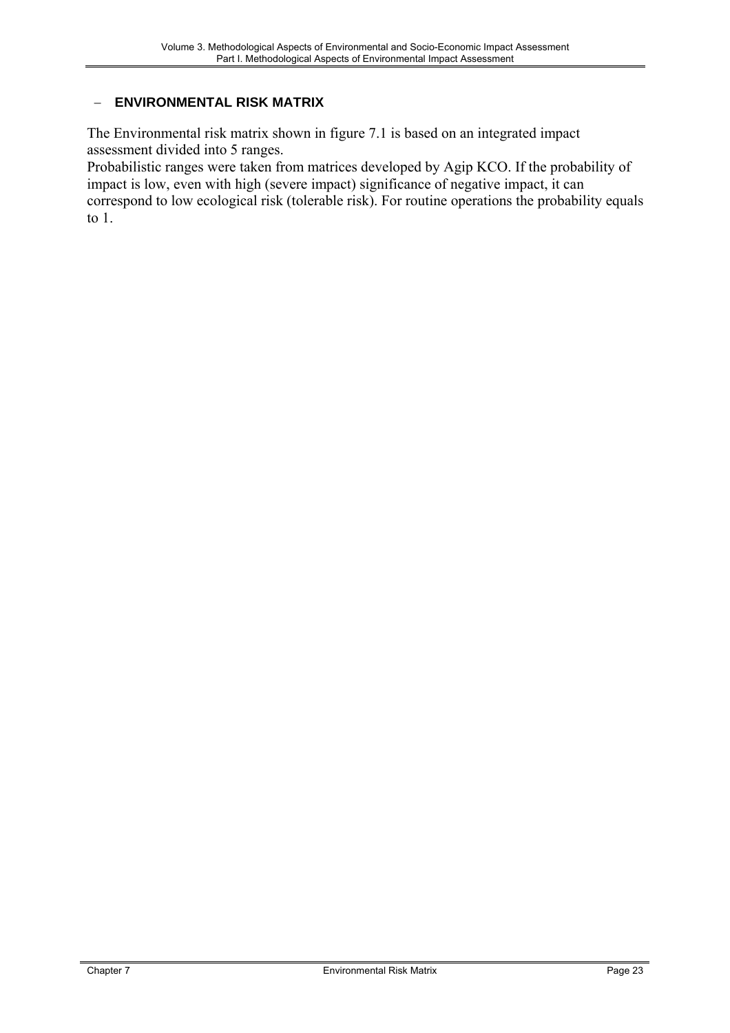– **ENVIRONMENTAL RISK MATRIX**

The Environmental risk matrix shown in figure 7.1 is based on an integrated impact assessment divided into 5 ranges.
Probabilistic ranges were taken from matrices developed by Agip KCO. If the probability of impact is low, even with high (severe impact) significance of negative impact, it can correspond to low ecological risk (tolerable risk). For routine operations the probability equals to 1.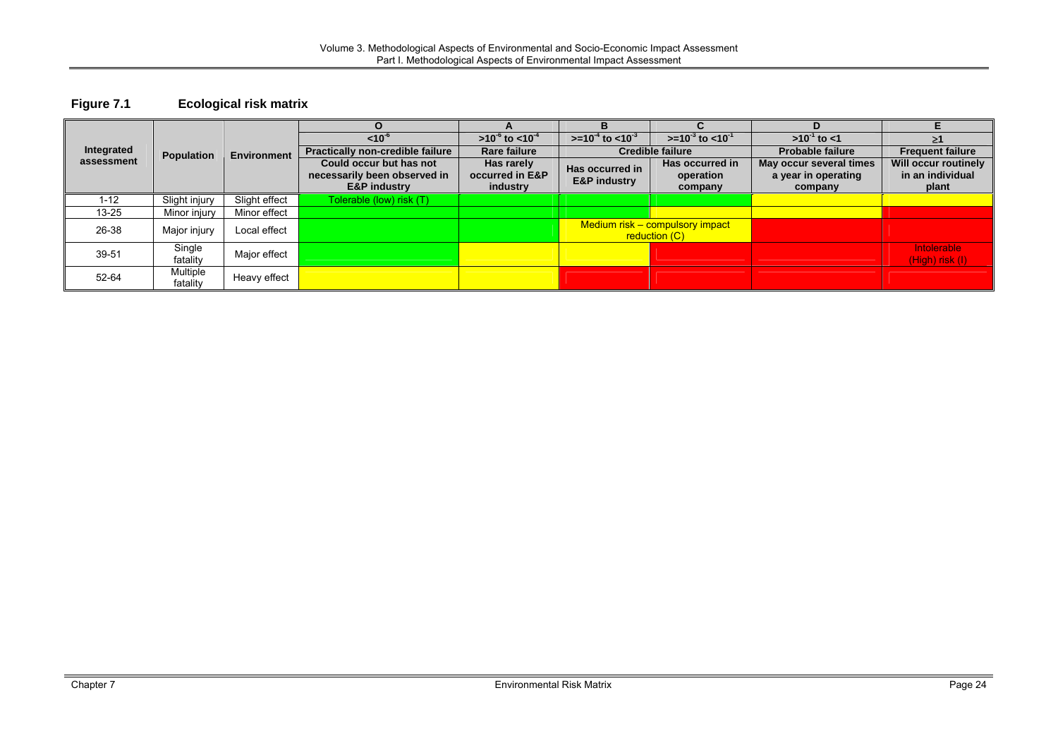## Figure 7.1 Ecological risk matrix

| Integrated assessment | Population | Environment | O | A | B | C | D | E |
|---|---|---|---|---|---|---|---|---|
| | | | $<10^{-6}$ | $>10^{-6}$ to $<10^{-4}$ | $>=10^{-4}$ to $<10^{-3}$ | $>=10^{-3}$ to $<10^{-1}$ | $>10^{-1}$ to $<1$ | $\geq 1$ |
| | | | **Practically non-credible failure** | **Rare failure** | **Credible failure** | | **Probable failure** | **Frequent failure** |
| | | | **Could occur but has not necessarily been observed in E&P industry** | **Has rarely occurred in E&P industry** | **Has occurred in E&P industry** | **Has occurred in operation company** | **May occur several times a year in operating company** | **Will occur routinely in an individual plant** |
| 1-12 | Slight injury | Slight effect | Tolerable (low) risk (T) | | | | | |
| 13-25 | Minor injury | Minor effect | | | | | | |
| 26-38 | Major injury | Local effect | | | Medium risk – compulsory impact reduction (C) | | | |
| 39-51 | Single fatality | Major effect | | | | | | Intolerable (High) risk (I) |
| 52-64 | Multiple fatality | Heavy effect | | | | | | |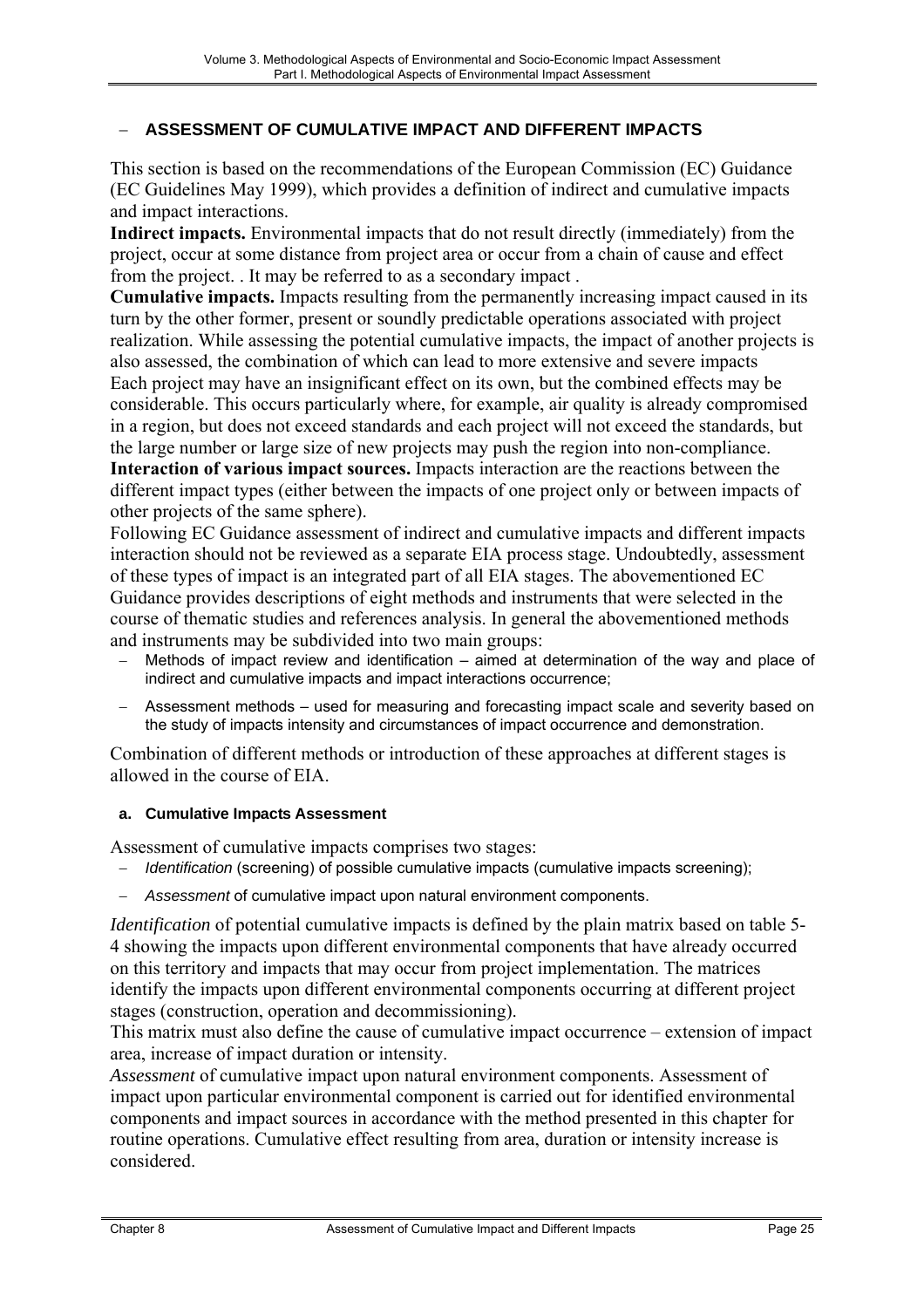## – ASSESSMENT OF CUMULATIVE IMPACT AND DIFFERENT IMPACTS

This section is based on the recommendations of the European Commission (EC) Guidance (EC Guidelines May 1999), which provides a definition of indirect and cumulative impacts and impact interactions.

**Indirect impacts.** Environmental impacts that do not result directly (immediately) from the project, occur at some distance from project area or occur from a chain of cause and effect from the project. . It may be referred to as a secondary impact .

**Cumulative impacts.** Impacts resulting from the permanently increasing impact caused in its turn by the other former, present or soundly predictable operations associated with project realization. While assessing the potential cumulative impacts, the impact of another projects is also assessed, the combination of which can lead to more extensive and severe impacts Each project may have an insignificant effect on its own, but the combined effects may be considerable. This occurs particularly where, for example, air quality is already compromised in a region, but does not exceed standards and each project will not exceed the standards, but the large number or large size of new projects may push the region into non-compliance.

**Interaction of various impact sources.** Impacts interaction are the reactions between the different impact types (either between the impacts of one project only or between impacts of other projects of the same sphere).

Following EC Guidance assessment of indirect and cumulative impacts and different impacts interaction should not be reviewed as a separate EIA process stage. Undoubtedly, assessment of these types of impact is an integrated part of all EIA stages. The abovementioned EC Guidance provides descriptions of eight methods and instruments that were selected in the course of thematic studies and references analysis. In general the abovementioned methods and instruments may be subdivided into two main groups:

- Methods of impact review and identification – aimed at determination of the way and place of indirect and cumulative impacts and impact interactions occurrence;
- Assessment methods – used for measuring and forecasting impact scale and severity based on the study of impacts intensity and circumstances of impact occurrence and demonstration.

Combination of different methods or introduction of these approaches at different stages is allowed in the course of EIA.

### a. Cumulative Impacts Assessment

Assessment of cumulative impacts comprises two stages:

- *Identification* (screening) of possible cumulative impacts (cumulative impacts screening);
- *Assessment* of cumulative impact upon natural environment components.

*Identification* of potential cumulative impacts is defined by the plain matrix based on table 5-4 showing the impacts upon different environmental components that have already occurred on this territory and impacts that may occur from project implementation. The matrices identify the impacts upon different environmental components occurring at different project stages (construction, operation and decommissioning).

This matrix must also define the cause of cumulative impact occurrence – extension of impact area, increase of impact duration or intensity.

*Assessment* of cumulative impact upon natural environment components. Assessment of impact upon particular environmental component is carried out for identified environmental components and impact sources in accordance with the method presented in this chapter for routine operations. Cumulative effect resulting from area, duration or intensity increase is considered.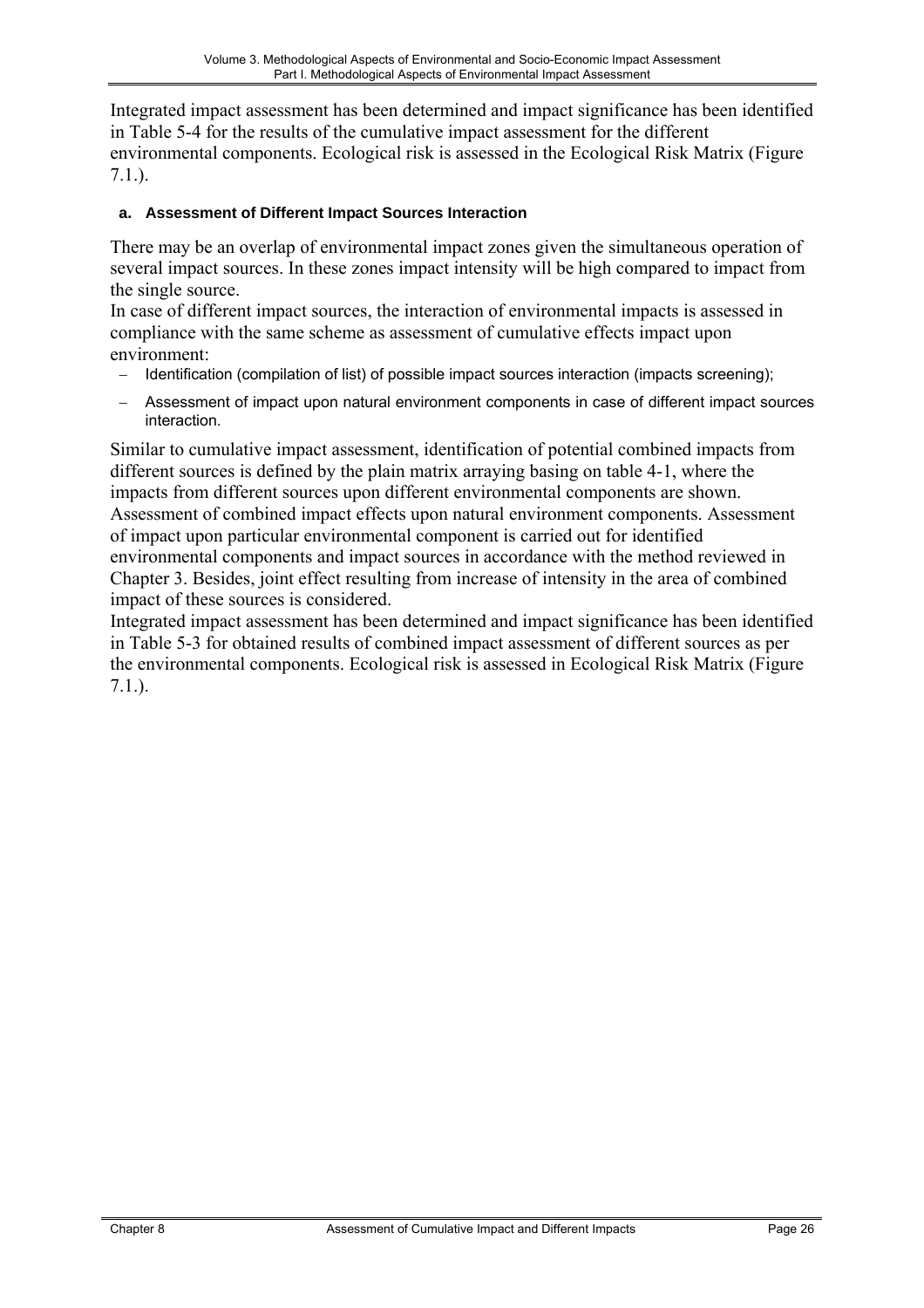Integrated impact assessment has been determined and impact significance has been identified in Table 5-4 for the results of the cumulative impact assessment for the different environmental components. Ecological risk is assessed in the Ecological Risk Matrix (Figure 7.1.).

#### a. Assessment of Different Impact Sources Interaction

There may be an overlap of environmental impact zones given the simultaneous operation of several impact sources. In these zones impact intensity will be high compared to impact from the single source.

In case of different impact sources, the interaction of environmental impacts is assessed in compliance with the same scheme as assessment of cumulative effects impact upon environment:

- Identification (compilation of list) of possible impact sources interaction (impacts screening);
- Assessment of impact upon natural environment components in case of different impact sources interaction.

Similar to cumulative impact assessment, identification of potential combined impacts from different sources is defined by the plain matrix arraying basing on table 4-1, where the impacts from different sources upon different environmental components are shown. Assessment of combined impact effects upon natural environment components. Assessment of impact upon particular environmental component is carried out for identified environmental components and impact sources in accordance with the method reviewed in Chapter 3. Besides, joint effect resulting from increase of intensity in the area of combined impact of these sources is considered.

Integrated impact assessment has been determined and impact significance has been identified in Table 5-3 for obtained results of combined impact assessment of different sources as per the environmental components. Ecological risk is assessed in Ecological Risk Matrix (Figure 7.1.).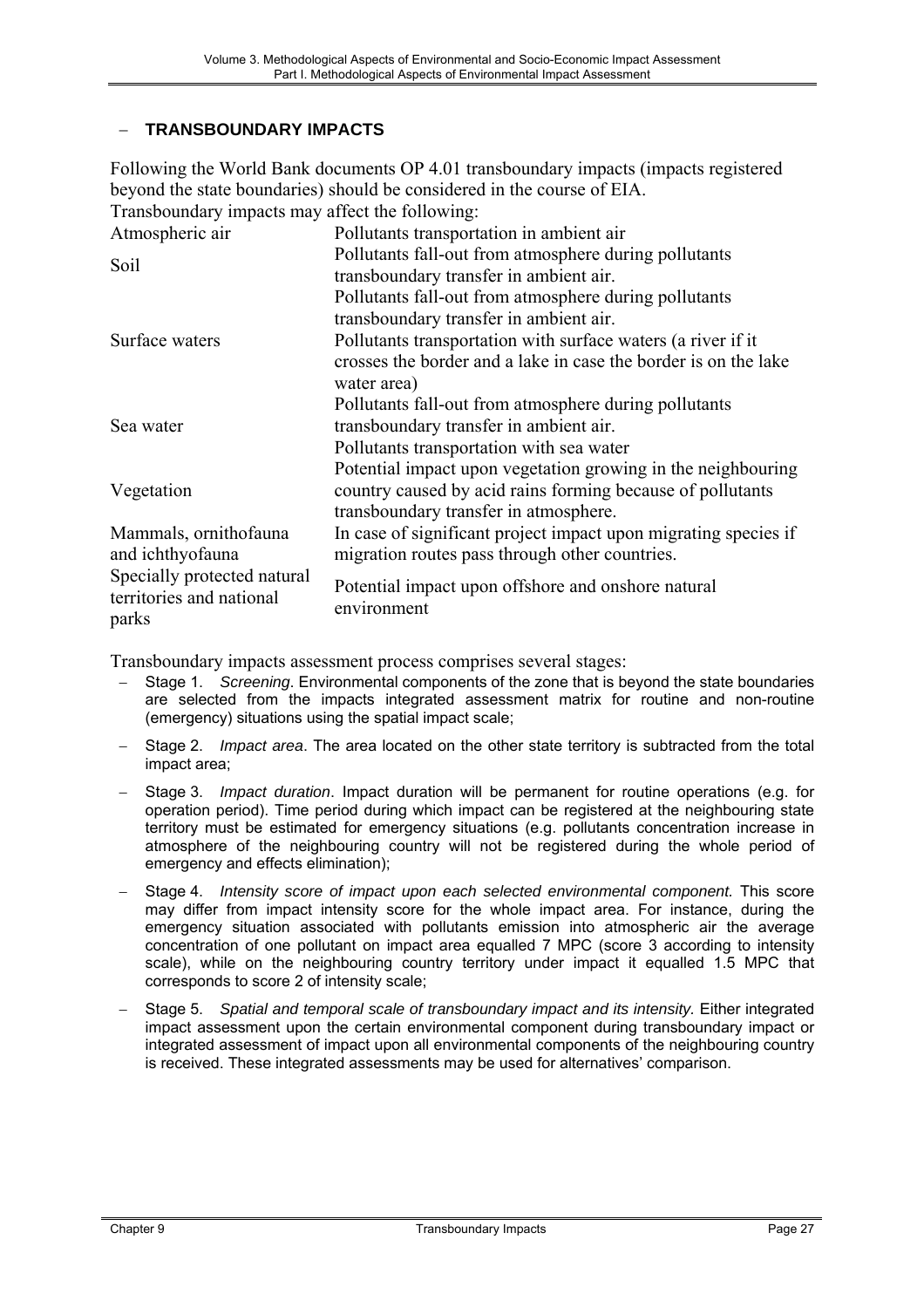## TRANSBOUNDARY IMPACTS

Following the World Bank documents OP 4.01 transboundary impacts (impacts registered beyond the state boundaries) should be considered in the course of EIA.

Transboundary impacts may affect the following:

| | |
|---|---|
| Atmospheric air | Pollutants transportation in ambient air |
| Soil | Pollutants fall-out from atmosphere during pollutants transboundary transfer in ambient air. |
| Surface waters | Pollutants fall-out from atmosphere during pollutants transboundary transfer in ambient air. Pollutants transportation with surface waters (a river if it crosses the border and a lake in case the border is on the lake water area) |
| Sea water | Pollutants fall-out from atmosphere during pollutants transboundary transfer in ambient air. Pollutants transportation with sea water |
| Vegetation | Potential impact upon vegetation growing in the neighbouring country caused by acid rains forming because of pollutants transboundary transfer in atmosphere. |
| Mammals, ornithofauna and ichthyofauna | In case of significant project impact upon migrating species if migration routes pass through other countries. |
| Specially protected natural territories and national parks | Potential impact upon offshore and onshore natural environment |

Transboundary impacts assessment process comprises several stages:

- Stage 1. *Screening*. Environmental components of the zone that is beyond the state boundaries are selected from the impacts integrated assessment matrix for routine and non-routine (emergency) situations using the spatial impact scale;
- Stage 2. *Impact area*. The area located on the other state territory is subtracted from the total impact area;
- Stage 3. *Impact duration*. Impact duration will be permanent for routine operations (e.g. for operation period). Time period during which impact can be registered at the neighbouring state territory must be estimated for emergency situations (e.g. pollutants concentration increase in atmosphere of the neighbouring country will not be registered during the whole period of emergency and effects elimination);
- Stage 4. *Intensity score of impact upon each selected environmental component.* This score may differ from impact intensity score for the whole impact area. For instance, during the emergency situation associated with pollutants emission into atmospheric air the average concentration of one pollutant on impact area equalled 7 MPC (score 3 according to intensity scale), while on the neighbouring country territory under impact it equalled 1.5 MPC that corresponds to score 2 of intensity scale;
- Stage 5. *Spatial and temporal scale of transboundary impact and its intensity.* Either integrated impact assessment upon the certain environmental component during transboundary impact or integrated assessment of impact upon all environmental components of the neighbouring country is received. These integrated assessments may be used for alternatives' comparison.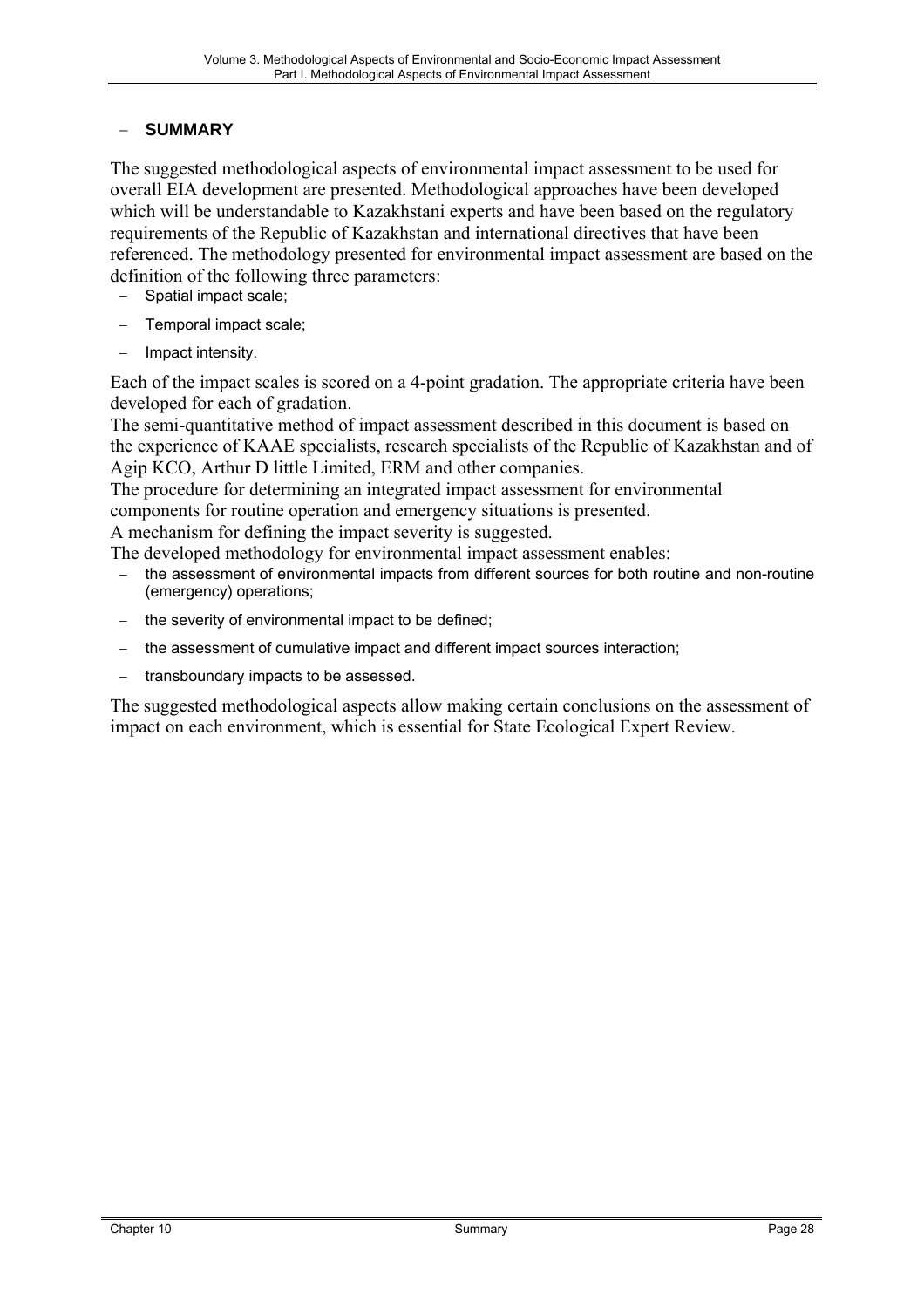## – SUMMARY

The suggested methodological aspects of environmental impact assessment to be used for overall EIA development are presented. Methodological approaches have been developed which will be understandable to Kazakhstani experts and have been based on the regulatory requirements of the Republic of Kazakhstan and international directives that have been referenced. The methodology presented for environmental impact assessment are based on the definition of the following three parameters:

- Spatial impact scale;
- Temporal impact scale;
- Impact intensity.

Each of the impact scales is scored on a 4-point gradation. The appropriate criteria have been developed for each of gradation.

The semi-quantitative method of impact assessment described in this document is based on the experience of KAAE specialists, research specialists of the Republic of Kazakhstan and of Agip KCO, Arthur D little Limited, ERM and other companies.

The procedure for determining an integrated impact assessment for environmental components for routine operation and emergency situations is presented.

A mechanism for defining the impact severity is suggested.

The developed methodology for environmental impact assessment enables:

- the assessment of environmental impacts from different sources for both routine and non-routine (emergency) operations;
- the severity of environmental impact to be defined;
- the assessment of cumulative impact and different impact sources interaction;
- transboundary impacts to be assessed.

The suggested methodological aspects allow making certain conclusions on the assessment of impact on each environment, which is essential for State Ecological Expert Review.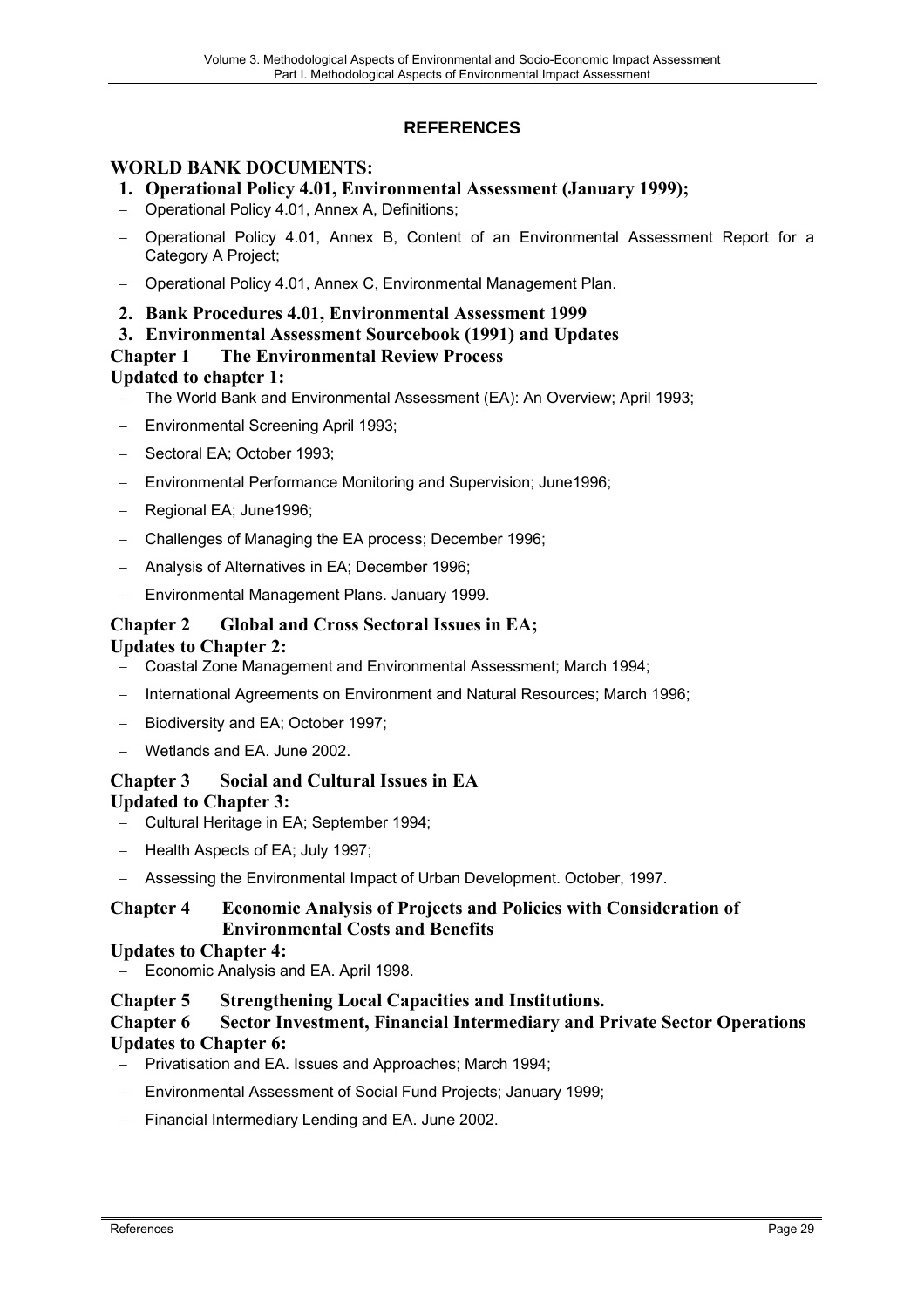## REFERENCES

### WORLD BANK DOCUMENTS:

**1. Operational Policy 4.01, Environmental Assessment (January 1999);**

- Operational Policy 4.01, Annex A, Definitions;
- Operational Policy 4.01, Annex B, Content of an Environmental Assessment Report for a Category A Project;
- Operational Policy 4.01, Annex C, Environmental Management Plan.

**2. Bank Procedures 4.01, Environmental Assessment 1999**

**3. Environmental Assessment Sourcebook (1991) and Updates**

**Chapter 1 The Environmental Review Process**

**Updated to chapter 1:**

- The World Bank and Environmental Assessment (EA): An Overview; April 1993;
- Environmental Screening April 1993;
- Sectoral EA; October 1993;
- Environmental Performance Monitoring and Supervision; June1996;
- Regional EA; June1996;
- Challenges of Managing the EA process; December 1996;
- Analysis of Alternatives in EA; December 1996;
- Environmental Management Plans. January 1999.

**Chapter 2 Global and Cross Sectoral Issues in EA;**

**Updates to Chapter 2:**

- Coastal Zone Management and Environmental Assessment; March 1994;
- International Agreements on Environment and Natural Resources; March 1996;
- Biodiversity and EA; October 1997;
- Wetlands and EA. June 2002.

**Chapter 3 Social and Cultural Issues in EA**

**Updated to Chapter 3:**

- Cultural Heritage in EA; September 1994;
- Health Aspects of EA; July 1997;
- Assessing the Environmental Impact of Urban Development. October, 1997.

**Chapter 4 Economic Analysis of Projects and Policies with Consideration of Environmental Costs and Benefits**

**Updates to Chapter 4:**

- Economic Analysis and EA. April 1998.

**Chapter 5 Strengthening Local Capacities and Institutions.**

**Chapter 6 Sector Investment, Financial Intermediary and Private Sector Operations**

**Updates to Chapter 6:**

- Privatisation and EA. Issues and Approaches; March 1994;
- Environmental Assessment of Social Fund Projects; January 1999;
- Financial Intermediary Lending and EA. June 2002.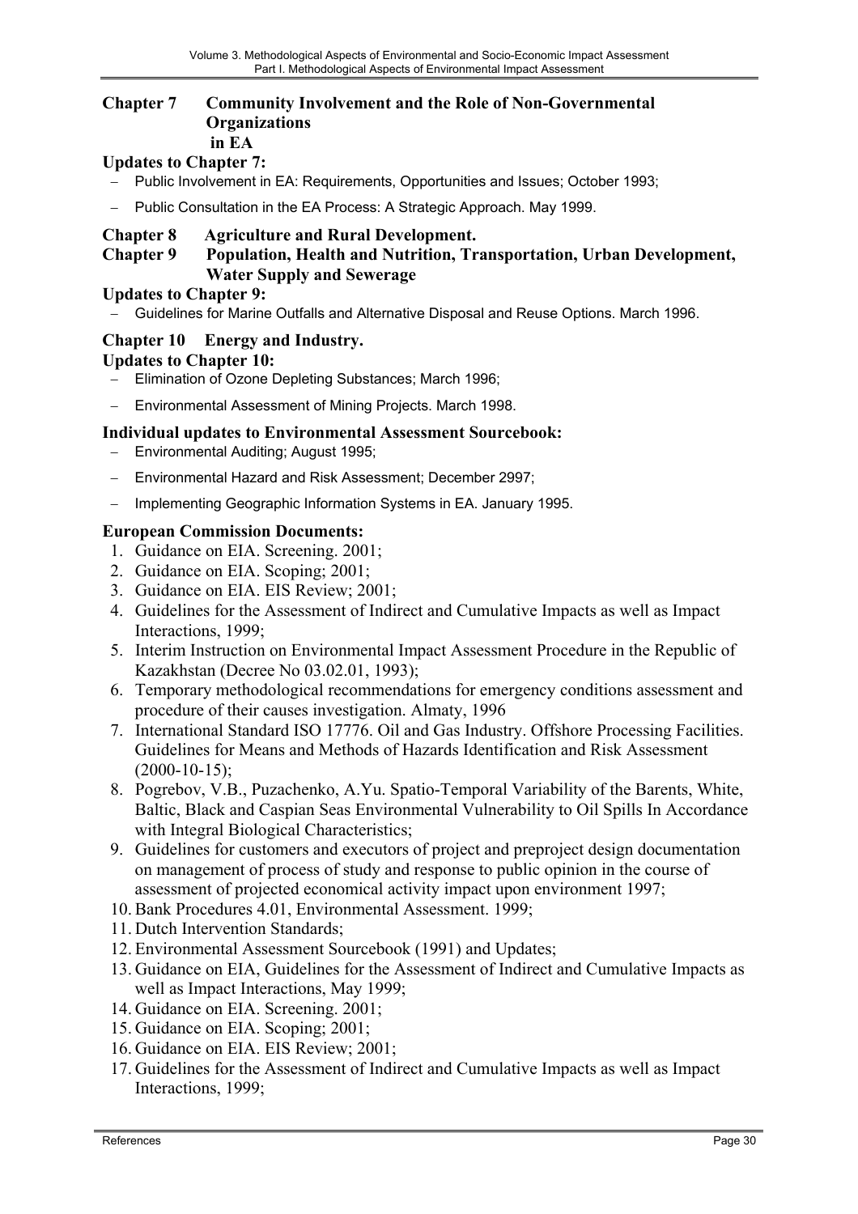## Chapter 7 Community Involvement and the Role of Non-Governmental Organizations in EA

**Updates to Chapter 7:**

- Public Involvement in EA: Requirements, Opportunities and Issues; October 1993;
- Public Consultation in the EA Process: A Strategic Approach. May 1999.

## Chapter 8 Agriculture and Rural Development.

## Chapter 9 Population, Health and Nutrition, Transportation, Urban Development, Water Supply and Sewerage

**Updates to Chapter 9:**

- Guidelines for Marine Outfalls and Alternative Disposal and Reuse Options. March 1996.

## Chapter 10 Energy and Industry.

**Updates to Chapter 10:**

- Elimination of Ozone Depleting Substances; March 1996;
- Environmental Assessment of Mining Projects. March 1998.

**Individual updates to Environmental Assessment Sourcebook:**

- Environmental Auditing; August 1995;
- Environmental Hazard and Risk Assessment; December 2997;
- Implementing Geographic Information Systems in EA. January 1995.

**European Commission Documents:**

1. Guidance on EIA. Screening. 2001;
2. Guidance on EIA. Scoping; 2001;
3. Guidance on EIA. EIS Review; 2001;
4. Guidelines for the Assessment of Indirect and Cumulative Impacts as well as Impact Interactions, 1999;
5. Interim Instruction on Environmental Impact Assessment Procedure in the Republic of Kazakhstan (Decree No 03.02.01, 1993);
6. Temporary methodological recommendations for emergency conditions assessment and procedure of their causes investigation. Almaty, 1996
7. International Standard ISO 17776. Oil and Gas Industry. Offshore Processing Facilities. Guidelines for Means and Methods of Hazards Identification and Risk Assessment (2000-10-15);
8. Pogrebov, V.B., Puzachenko, A.Yu. Spatio-Temporal Variability of the Barents, White, Baltic, Black and Caspian Seas Environmental Vulnerability to Oil Spills In Accordance with Integral Biological Characteristics;
9. Guidelines for customers and executors of project and preproject design documentation on management of process of study and response to public opinion in the course of assessment of projected economical activity impact upon environment 1997;
10. Bank Procedures 4.01, Environmental Assessment. 1999;
11. Dutch Intervention Standards;
12. Environmental Assessment Sourcebook (1991) and Updates;
13. Guidance on EIA, Guidelines for the Assessment of Indirect and Cumulative Impacts as well as Impact Interactions, May 1999;
14. Guidance on EIA. Screening. 2001;
15. Guidance on EIA. Scoping; 2001;
16. Guidance on EIA. EIS Review; 2001;
17. Guidelines for the Assessment of Indirect and Cumulative Impacts as well as Impact Interactions, 1999;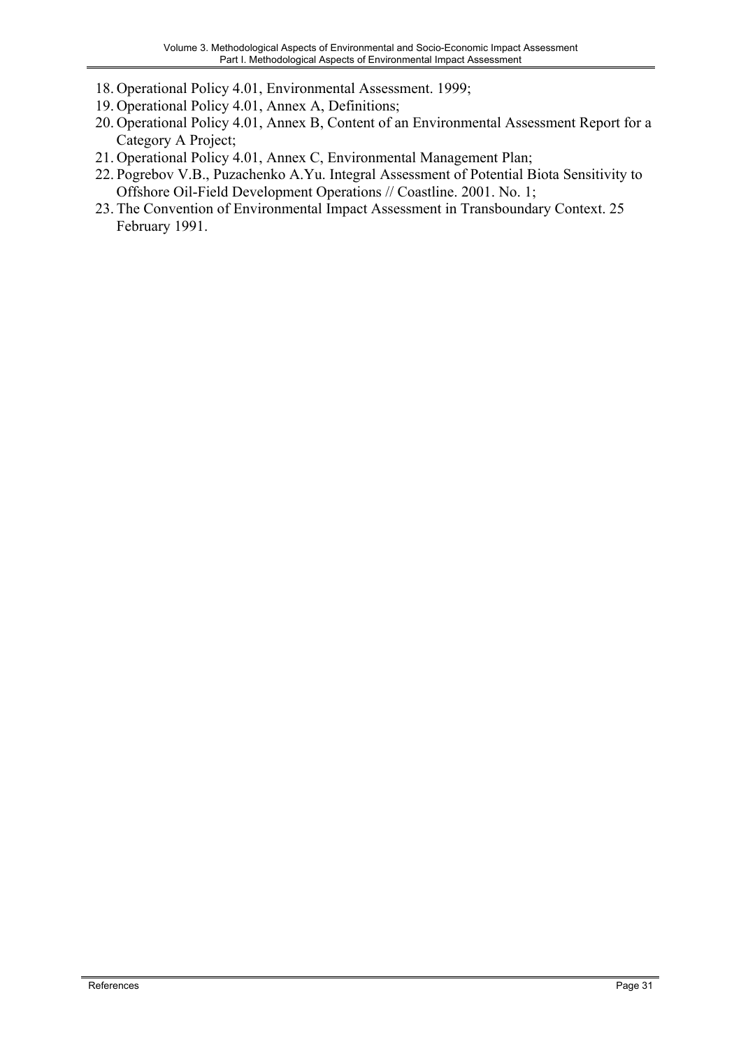18. Operational Policy 4.01, Environmental Assessment. 1999;
19. Operational Policy 4.01, Annex A, Definitions;
20. Operational Policy 4.01, Annex B, Content of an Environmental Assessment Report for a Category A Project;
21. Operational Policy 4.01, Annex C, Environmental Management Plan;
22. Pogrebov V.B., Puzachenko A.Yu. Integral Assessment of Potential Biota Sensitivity to Offshore Oil-Field Development Operations // Coastline. 2001. No. 1;
23. The Convention of Environmental Impact Assessment in Transboundary Context. 25 February 1991.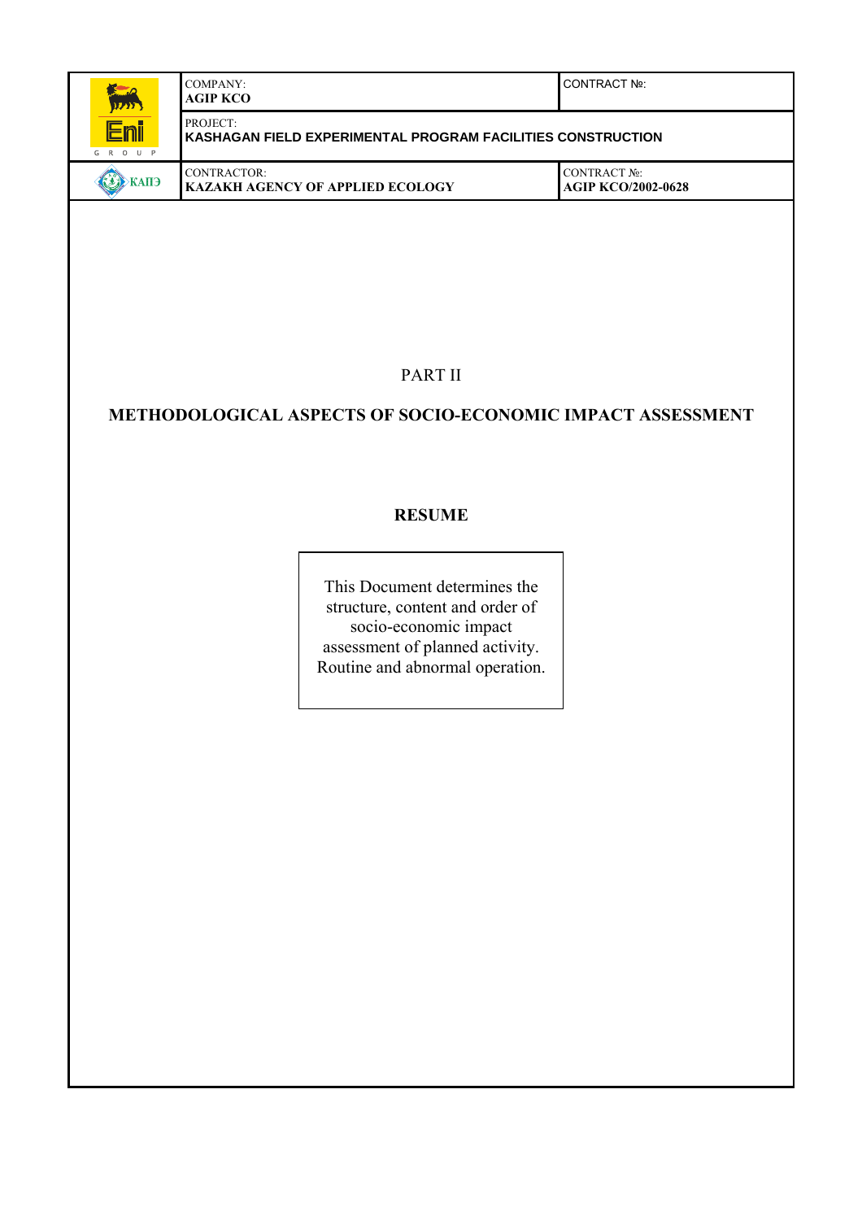| | COMPANY: **AGIP KCO** | CONTRACT №: |
|---|---|---|
| | PROJECT: **KASHAGAN FIELD EXPERIMENTAL PROGRAM FACILITIES CONSTRUCTION** | |
| КАПЭ | CONTRACTOR: **KAZAKH AGENCY OF APPLIED ECOLOGY** | CONTRACT №: **AGIP KCO/2002-0628** |

PART II

# METHODOLOGICAL ASPECTS OF SOCIO-ECONOMIC IMPACT ASSESSMENT

## RESUME

This Document determines the structure, content and order of socio-economic impact assessment of planned activity. Routine and abnormal operation.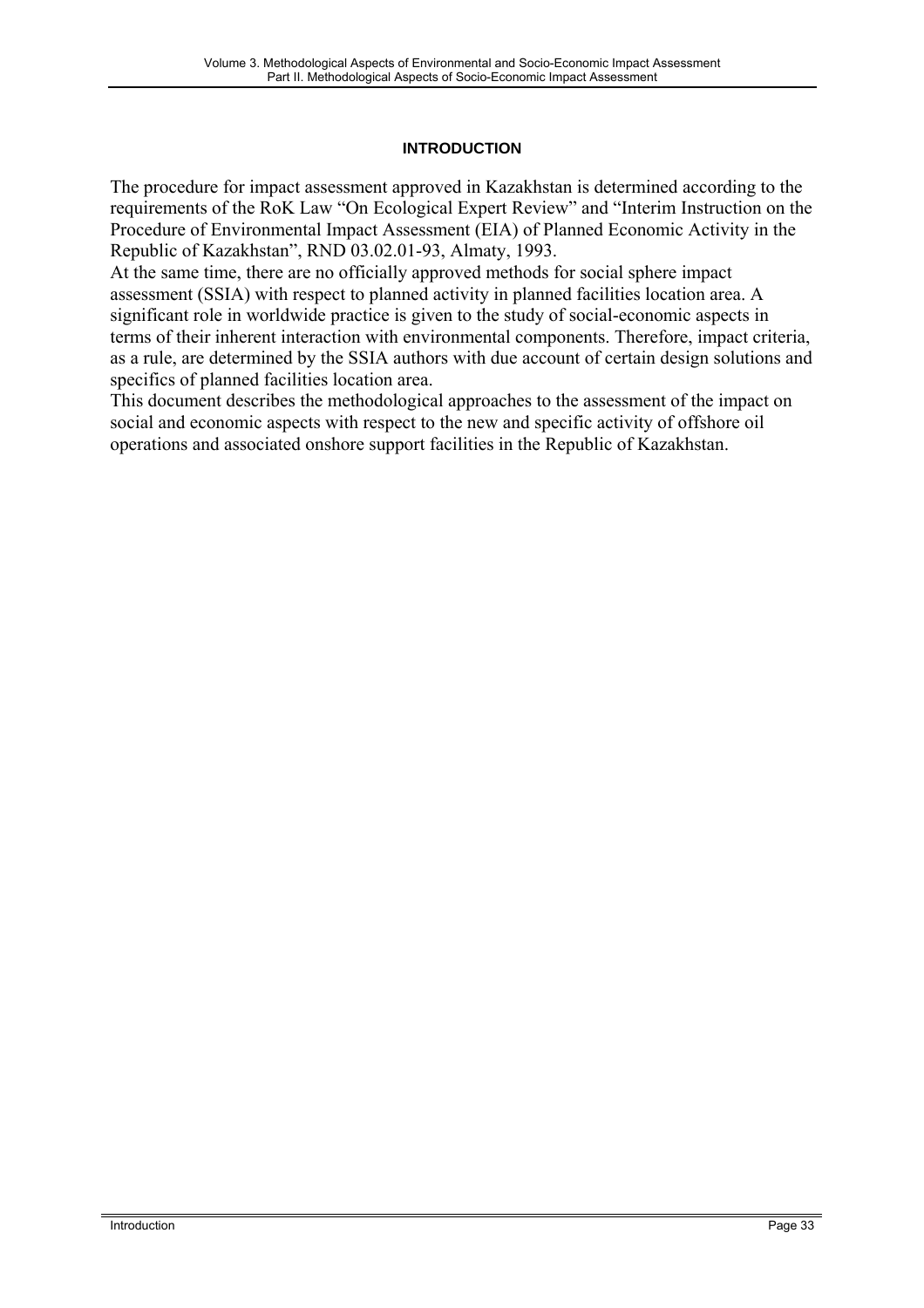# INTRODUCTION

The procedure for impact assessment approved in Kazakhstan is determined according to the requirements of the RoK Law "On Ecological Expert Review" and "Interim Instruction on the Procedure of Environmental Impact Assessment (EIA) of Planned Economic Activity in the Republic of Kazakhstan", RND 03.02.01-93, Almaty, 1993.

At the same time, there are no officially approved methods for social sphere impact assessment (SSIA) with respect to planned activity in planned facilities location area. A significant role in worldwide practice is given to the study of social-economic aspects in terms of their inherent interaction with environmental components. Therefore, impact criteria, as a rule, are determined by the SSIA authors with due account of certain design solutions and specifics of planned facilities location area.

This document describes the methodological approaches to the assessment of the impact on social and economic aspects with respect to the new and specific activity of offshore oil operations and associated onshore support facilities in the Republic of Kazakhstan.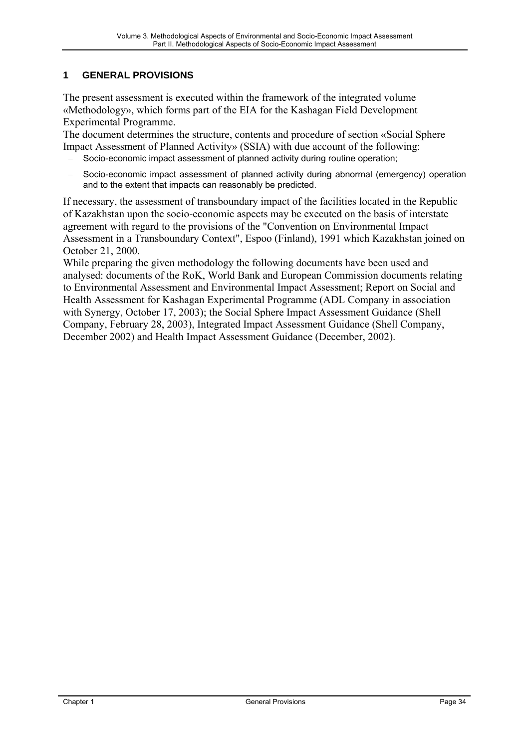# 1 GENERAL PROVISIONS

The present assessment is executed within the framework of the integrated volume «Methodology», which forms part of the EIA for the Kashagan Field Development Experimental Programme.

The document determines the structure, contents and procedure of section «Social Sphere Impact Assessment of Planned Activity» (SSIA) with due account of the following:

- Socio-economic impact assessment of planned activity during routine operation;
- Socio-economic impact assessment of planned activity during abnormal (emergency) operation and to the extent that impacts can reasonably be predicted.

If necessary, the assessment of transboundary impact of the facilities located in the Republic of Kazakhstan upon the socio-economic aspects may be executed on the basis of interstate agreement with regard to the provisions of the "Convention on Environmental Impact Assessment in a Transboundary Context", Espoo (Finland), 1991 which Kazakhstan joined on October 21, 2000.

While preparing the given methodology the following documents have been used and analysed: documents of the RoK, World Bank and European Commission documents relating to Environmental Assessment and Environmental Impact Assessment; Report on Social and Health Assessment for Kashagan Experimental Programme (ADL Company in association with Synergy, October 17, 2003); the Social Sphere Impact Assessment Guidance (Shell Company, February 28, 2003), Integrated Impact Assessment Guidance (Shell Company, December 2002) and Health Impact Assessment Guidance (December, 2002).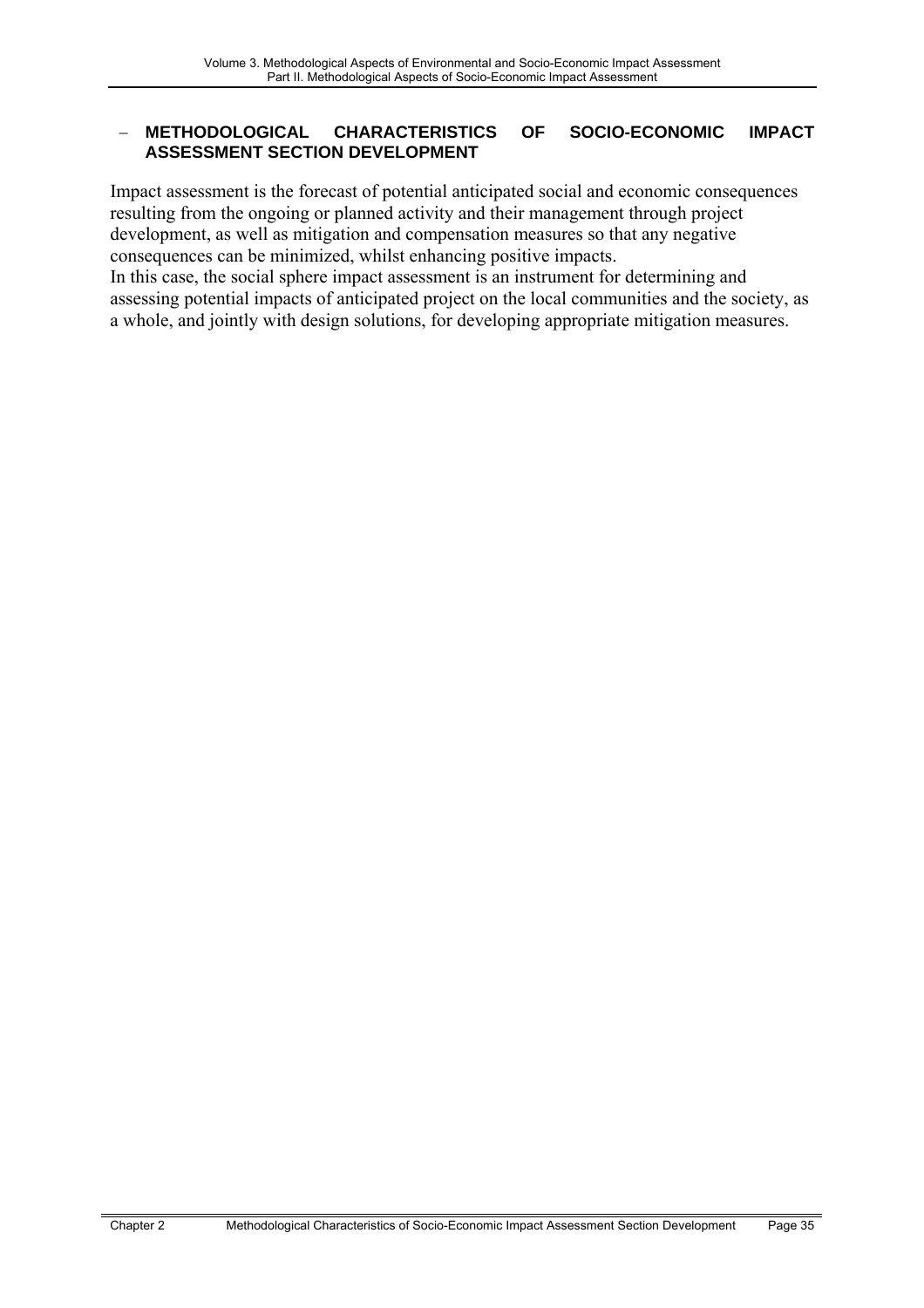## – METHODOLOGICAL CHARACTERISTICS OF SOCIO-ECONOMIC IMPACT ASSESSMENT SECTION DEVELOPMENT

Impact assessment is the forecast of potential anticipated social and economic consequences resulting from the ongoing or planned activity and their management through project development, as well as mitigation and compensation measures so that any negative consequences can be minimized, whilst enhancing positive impacts.

In this case, the social sphere impact assessment is an instrument for determining and assessing potential impacts of anticipated project on the local communities and the society, as a whole, and jointly with design solutions, for developing appropriate mitigation measures.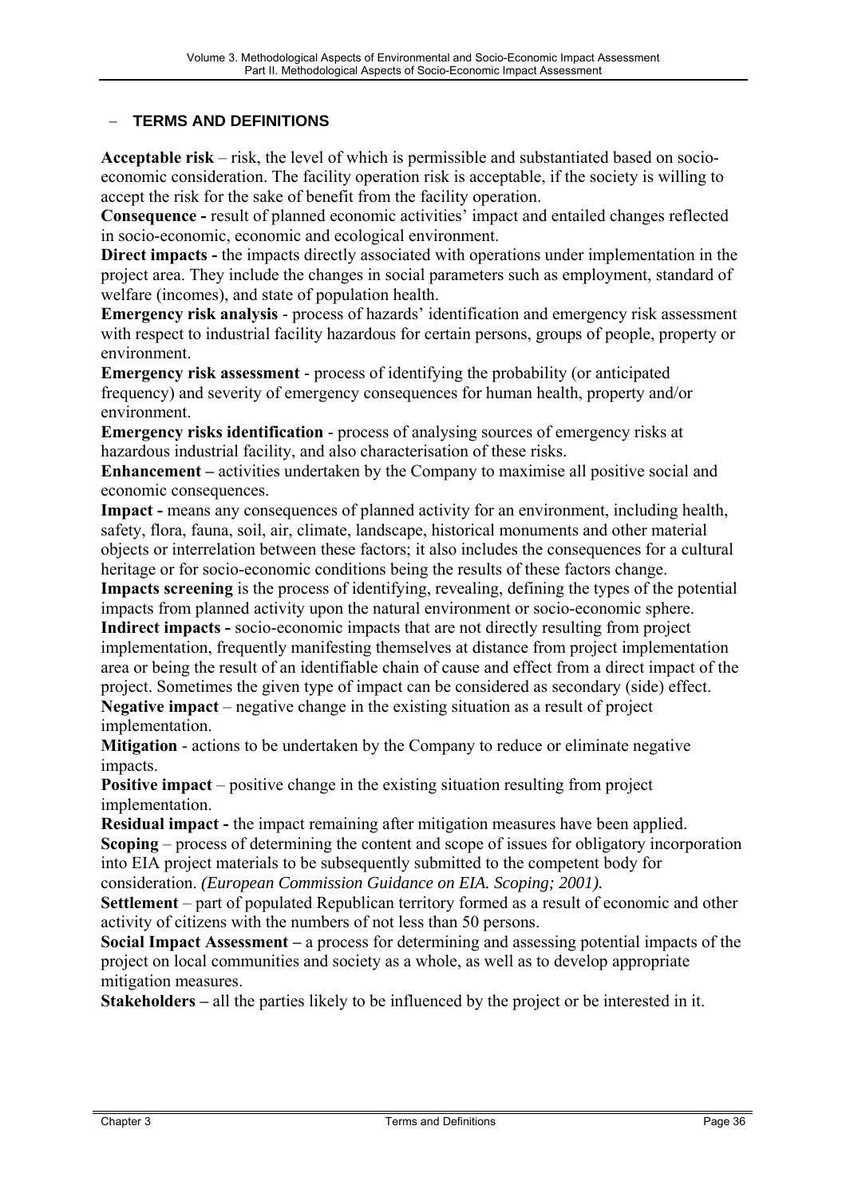## – TERMS AND DEFINITIONS

**Acceptable risk** – risk, the level of which is permissible and substantiated based on socio-economic consideration. The facility operation risk is acceptable, if the society is willing to accept the risk for the sake of benefit from the facility operation.

**Consequence -** result of planned economic activities' impact and entailed changes reflected in socio-economic, economic and ecological environment.

**Direct impacts -** the impacts directly associated with operations under implementation in the project area. They include the changes in social parameters such as employment, standard of welfare (incomes), and state of population health.

**Emergency risk analysis** - process of hazards' identification and emergency risk assessment with respect to industrial facility hazardous for certain persons, groups of people, property or environment.

**Emergency risk assessment** - process of identifying the probability (or anticipated frequency) and severity of emergency consequences for human health, property and/or environment.

**Emergency risks identification** - process of analysing sources of emergency risks at hazardous industrial facility, and also characterisation of these risks.

**Enhancement –** activities undertaken by the Company to maximise all positive social and economic consequences.

**Impact -** means any consequences of planned activity for an environment, including health, safety, flora, fauna, soil, air, climate, landscape, historical monuments and other material objects or interrelation between these factors; it also includes the consequences for a cultural heritage or for socio-economic conditions being the results of these factors change.

**Impacts screening** is the process of identifying, revealing, defining the types of the potential impacts from planned activity upon the natural environment or socio-economic sphere.

**Indirect impacts -** socio-economic impacts that are not directly resulting from project implementation, frequently manifesting themselves at distance from project implementation area or being the result of an identifiable chain of cause and effect from a direct impact of the project. Sometimes the given type of impact can be considered as secondary (side) effect.

**Negative impact** – negative change in the existing situation as a result of project implementation.

**Mitigation** - actions to be undertaken by the Company to reduce or eliminate negative impacts.

**Positive impact** – positive change in the existing situation resulting from project implementation.

**Residual impact -** the impact remaining after mitigation measures have been applied.

**Scoping** – process of determining the content and scope of issues for obligatory incorporation into EIA project materials to be subsequently submitted to the competent body for consideration. *(European Commission Guidance on EIA. Scoping; 2001).*

**Settlement** – part of populated Republican territory formed as a result of economic and other activity of citizens with the numbers of not less than 50 persons.

**Social Impact Assessment –** a process for determining and assessing potential impacts of the project on local communities and society as a whole, as well as to develop appropriate mitigation measures.

**Stakeholders –** all the parties likely to be influenced by the project or be interested in it.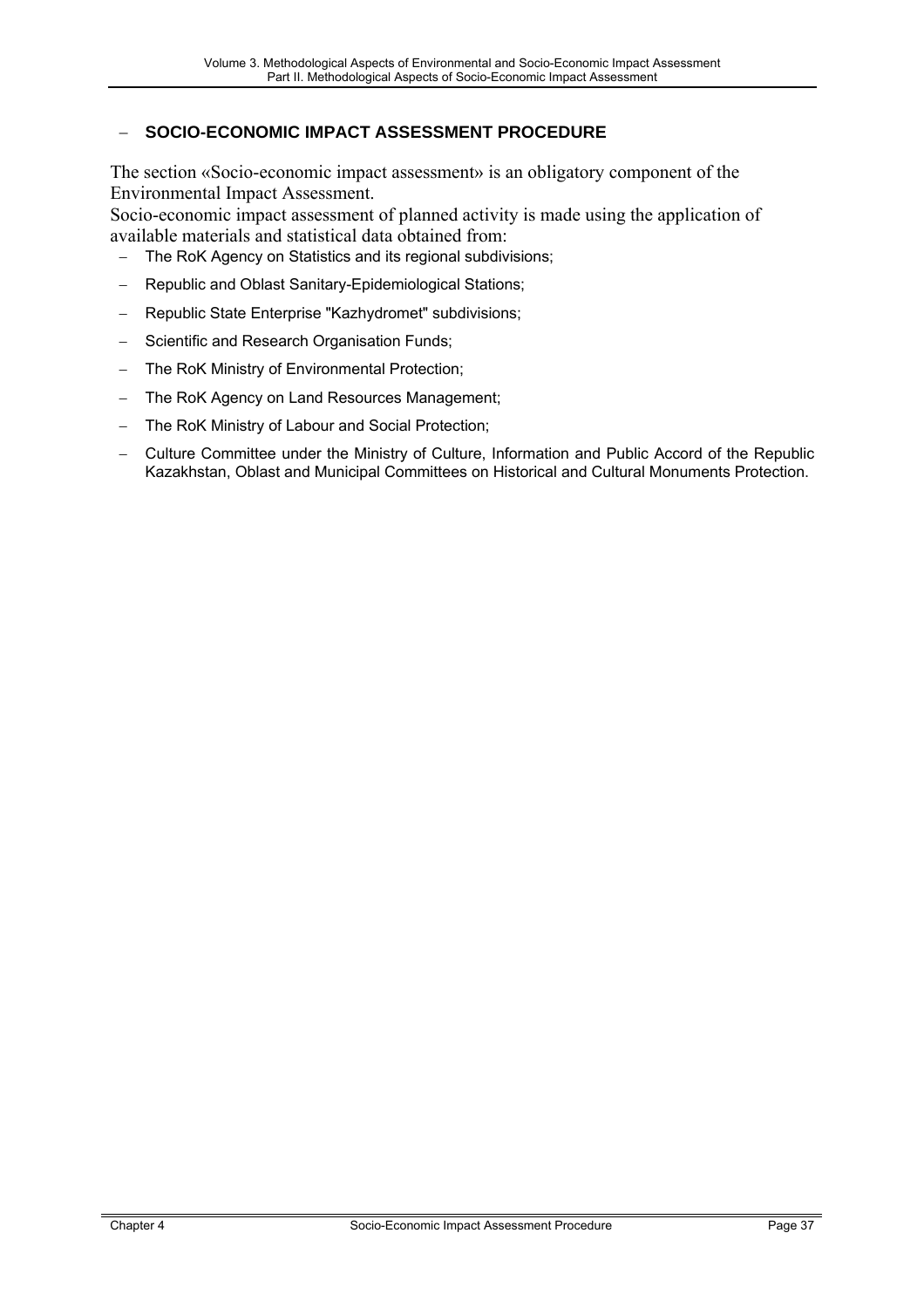## SOCIO-ECONOMIC IMPACT ASSESSMENT PROCEDURE

The section «Socio-economic impact assessment» is an obligatory component of the Environmental Impact Assessment.

Socio-economic impact assessment of planned activity is made using the application of available materials and statistical data obtained from:

- The RoK Agency on Statistics and its regional subdivisions;
- Republic and Oblast Sanitary-Epidemiological Stations;
- Republic State Enterprise "Kazhydromet" subdivisions;
- Scientific and Research Organisation Funds;
- The RoK Ministry of Environmental Protection;
- The RoK Agency on Land Resources Management;
- The RoK Ministry of Labour and Social Protection;
- Culture Committee under the Ministry of Culture, Information and Public Accord of the Republic Kazakhstan, Oblast and Municipal Committees on Historical and Cultural Monuments Protection.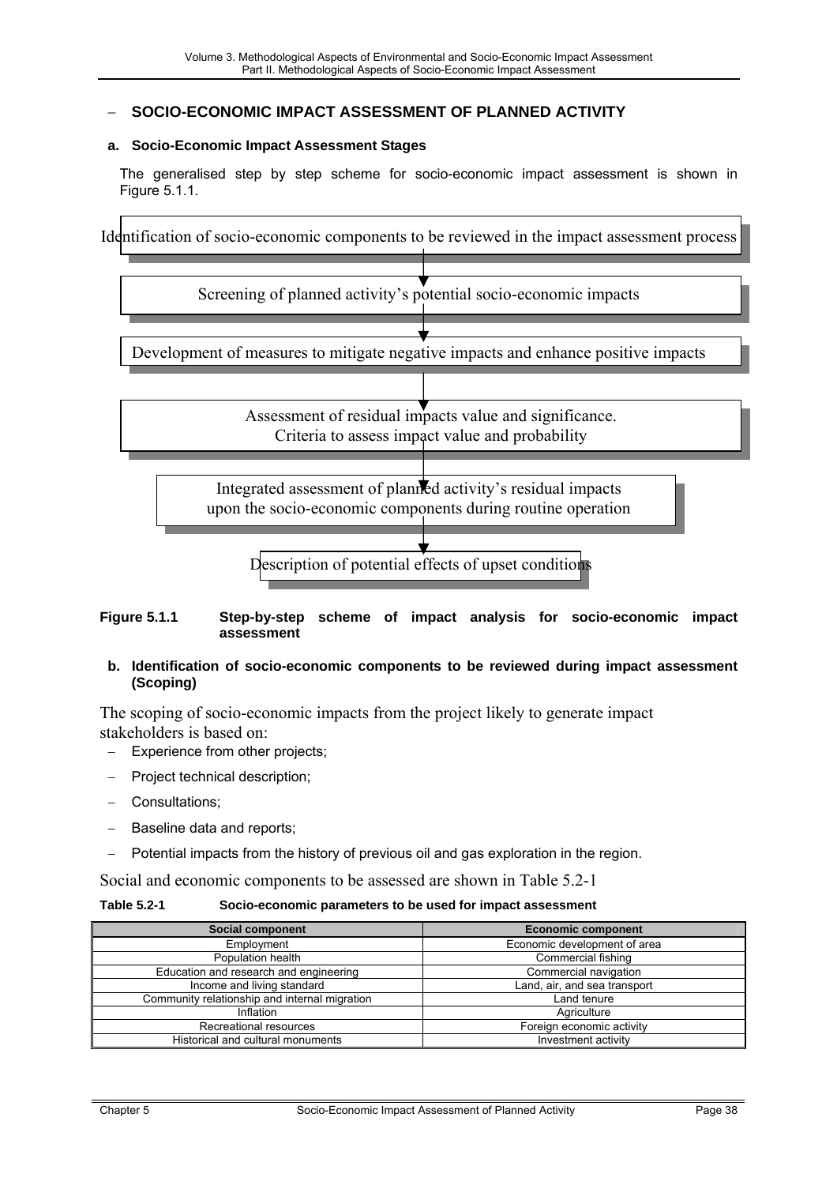## SOCIO-ECONOMIC IMPACT ASSESSMENT OF PLANNED ACTIVITY

### a. Socio-Economic Impact Assessment Stages

The generalised step by step scheme for socio-economic impact assessment is shown in Figure 5.1.1.

Identification of socio-economic components to be reviewed in the impact assessment process

↓

Screening of planned activity's potential socio-economic impacts

↓

Development of measures to mitigate negative impacts and enhance positive impacts

↓

Assessment of residual impacts value and significance.
Criteria to assess impact value and probability

↓

Integrated assessment of planned activity's residual impacts upon the socio-economic components during routine operation

↓

Description of potential effects of upset conditions

**Figure 5.1.1 Step-by-step scheme of impact analysis for socio-economic impact assessment**

### b. Identification of socio-economic components to be reviewed during impact assessment (Scoping)

The scoping of socio-economic impacts from the project likely to generate impact stakeholders is based on:

- Experience from other projects;
- Project technical description;
- Consultations;
- Baseline data and reports;
- Potential impacts from the history of previous oil and gas exploration in the region.

Social and economic components to be assessed are shown in Table 5.2-1

**Table 5.2-1 Socio-economic parameters to be used for impact assessment**

| Social component | Economic component |
|---|---|
| Employment | Economic development of area |
| Population health | Commercial fishing |
| Education and research and engineering | Commercial navigation |
| Income and living standard | Land, air, and sea transport |
| Community relationship and internal migration | Land tenure |
| Inflation | Agriculture |
| Recreational resources | Foreign economic activity |
| Historical and cultural monuments | Investment activity |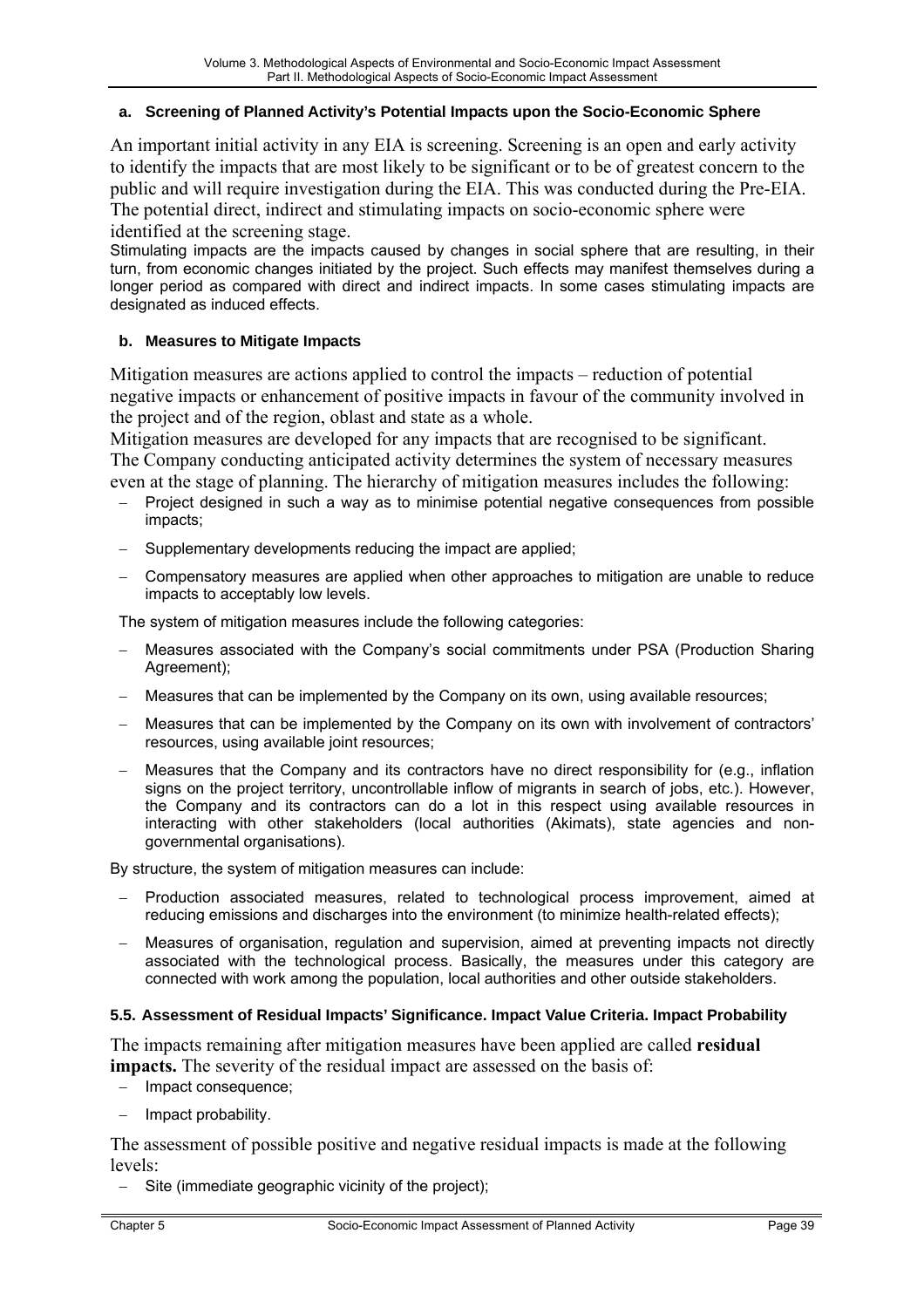#### a. Screening of Planned Activity's Potential Impacts upon the Socio-Economic Sphere

An important initial activity in any EIA is screening. Screening is an open and early activity to identify the impacts that are most likely to be significant or to be of greatest concern to the public and will require investigation during the EIA. This was conducted during the Pre-EIA. The potential direct, indirect and stimulating impacts on socio-economic sphere were identified at the screening stage.

Stimulating impacts are the impacts caused by changes in social sphere that are resulting, in their turn, from economic changes initiated by the project. Such effects may manifest themselves during a longer period as compared with direct and indirect impacts. In some cases stimulating impacts are designated as induced effects.

#### b. Measures to Mitigate Impacts

Mitigation measures are actions applied to control the impacts – reduction of potential negative impacts or enhancement of positive impacts in favour of the community involved in the project and of the region, oblast and state as a whole.

Mitigation measures are developed for any impacts that are recognised to be significant. The Company conducting anticipated activity determines the system of necessary measures even at the stage of planning. The hierarchy of mitigation measures includes the following:

- Project designed in such a way as to minimise potential negative consequences from possible impacts;
- Supplementary developments reducing the impact are applied;
- Compensatory measures are applied when other approaches to mitigation are unable to reduce impacts to acceptably low levels.

The system of mitigation measures include the following categories:

- Measures associated with the Company's social commitments under PSA (Production Sharing Agreement);
- Measures that can be implemented by the Company on its own, using available resources;
- Measures that can be implemented by the Company on its own with involvement of contractors' resources, using available joint resources;
- Measures that the Company and its contractors have no direct responsibility for (e.g., inflation signs on the project territory, uncontrollable inflow of migrants in search of jobs, etc.). However, the Company and its contractors can do a lot in this respect using available resources in interacting with other stakeholders (local authorities (Akimats), state agencies and non-governmental organisations).

By structure, the system of mitigation measures can include:

- Production associated measures, related to technological process improvement, aimed at reducing emissions and discharges into the environment (to minimize health-related effects);
- Measures of organisation, regulation and supervision, aimed at preventing impacts not directly associated with the technological process. Basically, the measures under this category are connected with work among the population, local authorities and other outside stakeholders.

### 5.5. Assessment of Residual Impacts' Significance. Impact Value Criteria. Impact Probability

The impacts remaining after mitigation measures have been applied are called **residual impacts.** The severity of the residual impact are assessed on the basis of:

- Impact consequence;
- Impact probability.

The assessment of possible positive and negative residual impacts is made at the following levels:

- Site (immediate geographic vicinity of the project);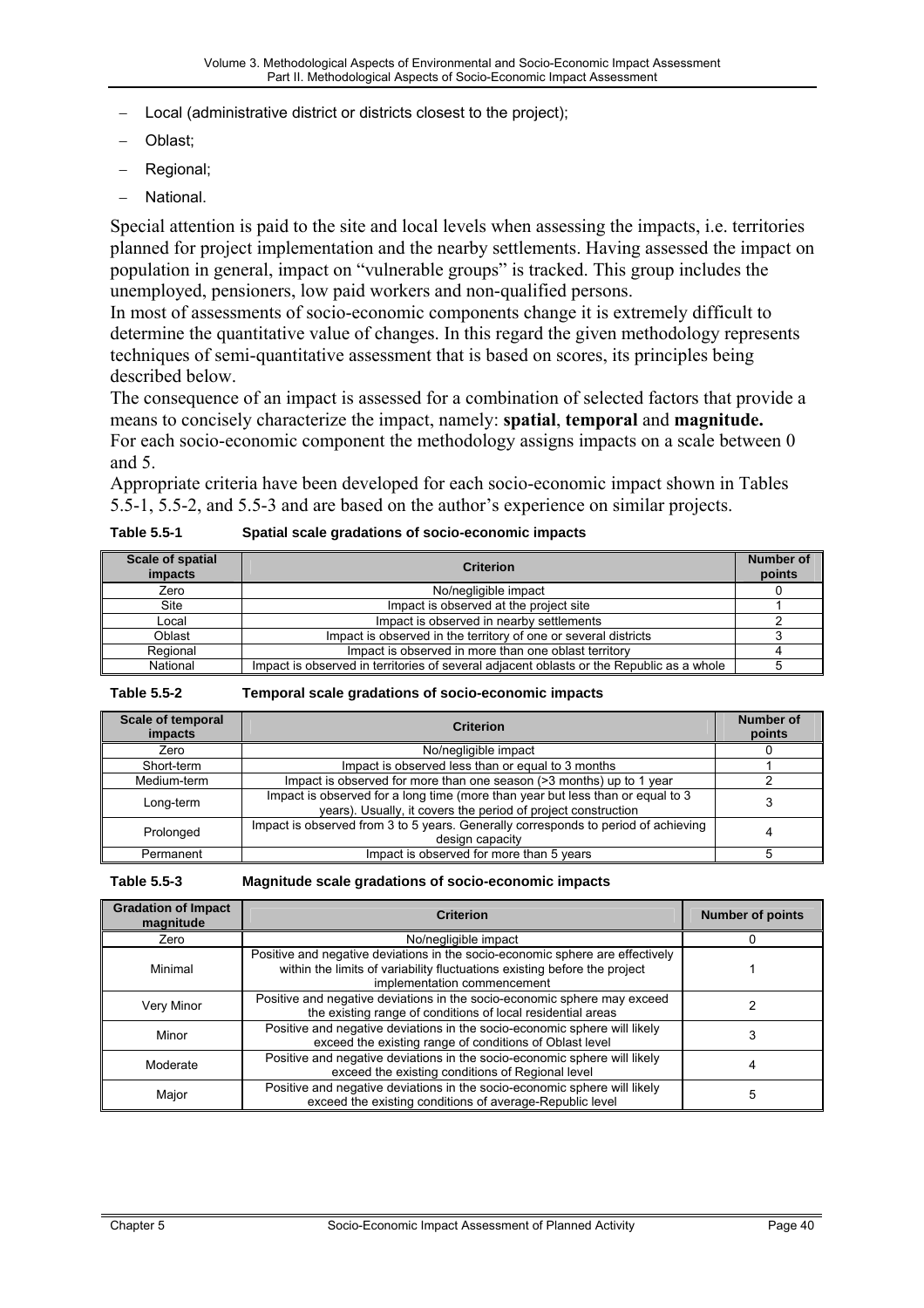- Local (administrative district or districts closest to the project);
- Oblast;
- Regional;
- National.

Special attention is paid to the site and local levels when assessing the impacts, i.e. territories planned for project implementation and the nearby settlements. Having assessed the impact on population in general, impact on "vulnerable groups" is tracked. This group includes the unemployed, pensioners, low paid workers and non-qualified persons.
In most of assessments of socio-economic components change it is extremely difficult to determine the quantitative value of changes. In this regard the given methodology represents techniques of semi-quantitative assessment that is based on scores, its principles being described below.
The consequence of an impact is assessed for a combination of selected factors that provide a means to concisely characterize the impact, namely: **spatial**, **temporal** and **magnitude.**
For each socio-economic component the methodology assigns impacts on a scale between 0 and 5.
Appropriate criteria have been developed for each socio-economic impact shown in Tables 5.5-1, 5.5-2, and 5.5-3 and are based on the author's experience on similar projects.

**Table 5.5-1 Spatial scale gradations of socio-economic impacts**

| Scale of spatial impacts | Criterion | Number of points |
|---|---|---|
| Zero | No/negligible impact | 0 |
| Site | Impact is observed at the project site | 1 |
| Local | Impact is observed in nearby settlements | 2 |
| Oblast | Impact is observed in the territory of one or several districts | 3 |
| Regional | Impact is observed in more than one oblast territory | 4 |
| National | Impact is observed in territories of several adjacent oblasts or the Republic as a whole | 5 |

**Table 5.5-2 Temporal scale gradations of socio-economic impacts**

| Scale of temporal impacts | Criterion | Number of points |
|---|---|---|
| Zero | No/negligible impact | 0 |
| Short-term | Impact is observed less than or equal to 3 months | 1 |
| Medium-term | Impact is observed for more than one season (>3 months) up to 1 year | 2 |
| Long-term | Impact is observed for a long time (more than year but less than or equal to 3 years). Usually, it covers the period of project construction | 3 |
| Prolonged | Impact is observed from 3 to 5 years. Generally corresponds to period of achieving design capacity | 4 |
| Permanent | Impact is observed for more than 5 years | 5 |

**Table 5.5-3 Magnitude scale gradations of socio-economic impacts**

| Gradation of Impact magnitude | Criterion | Number of points |
|---|---|---|
| Zero | No/negligible impact | 0 |
| Minimal | Positive and negative deviations in the socio-economic sphere are effectively within the limits of variability fluctuations existing before the project implementation commencement | 1 |
| Very Minor | Positive and negative deviations in the socio-economic sphere may exceed the existing range of conditions of local residential areas | 2 |
| Minor | Positive and negative deviations in the socio-economic sphere will likely exceed the existing range of conditions of Oblast level | 3 |
| Moderate | Positive and negative deviations in the socio-economic sphere will likely exceed the existing conditions of Regional level | 4 |
| Major | Positive and negative deviations in the socio-economic sphere will likely exceed the existing conditions of average-Republic level | 5 |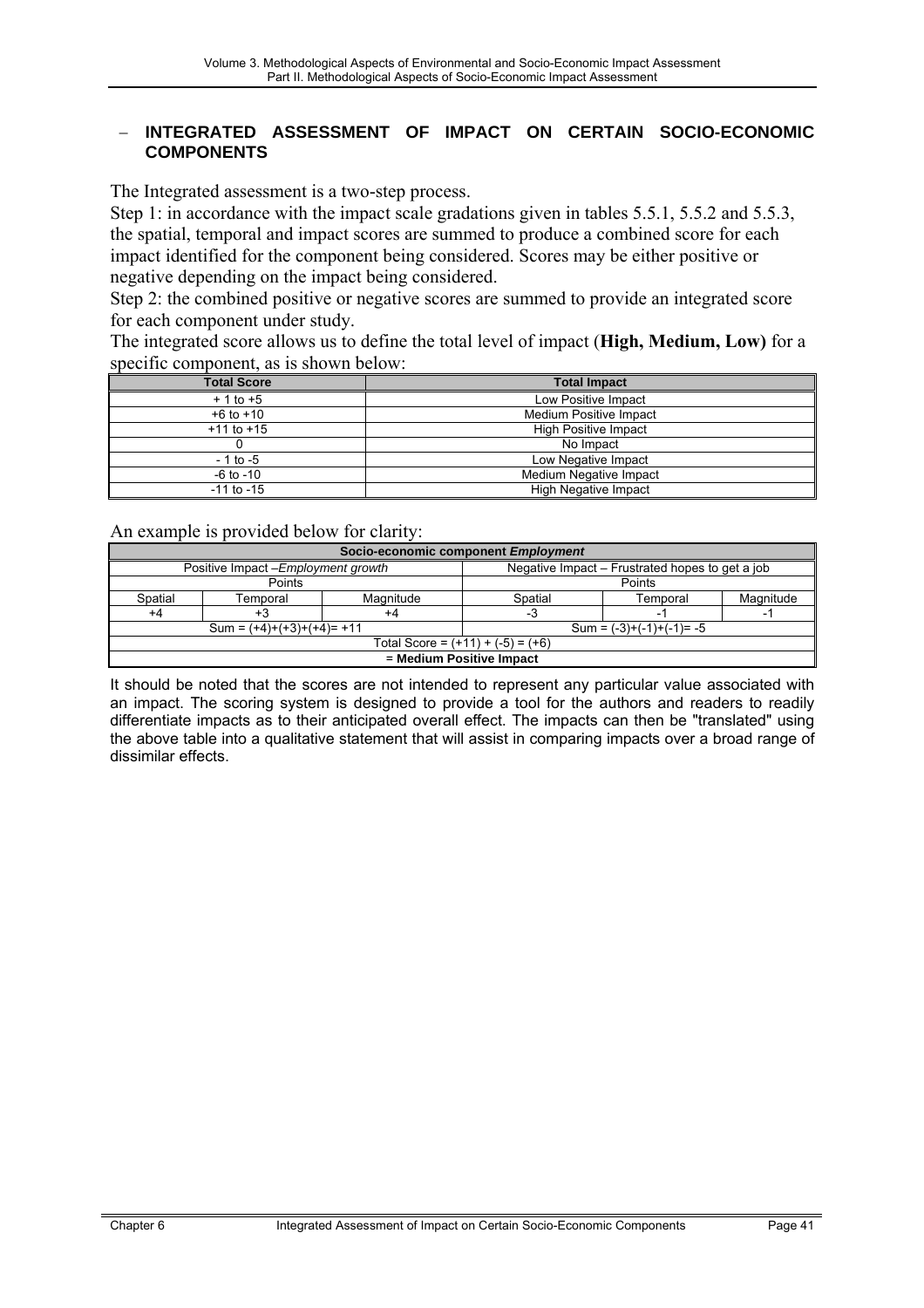- **INTEGRATED ASSESSMENT OF IMPACT ON CERTAIN SOCIO-ECONOMIC COMPONENTS**

The Integrated assessment is a two-step process.

Step 1: in accordance with the impact scale gradations given in tables 5.5.1, 5.5.2 and 5.5.3, the spatial, temporal and impact scores are summed to produce a combined score for each impact identified for the component being considered. Scores may be either positive or negative depending on the impact being considered.

Step 2: the combined positive or negative scores are summed to provide an integrated score for each component under study.

The integrated score allows us to define the total level of impact (**High, Medium, Low)** for a specific component, as is shown below:

| Total Score | Total Impact |
|---|---|
| + 1 to +5 | Low Positive Impact |
| +6 to +10 | Medium Positive Impact |
| +11 to +15 | High Positive Impact |
| 0 | No Impact |
| - 1 to -5 | Low Negative Impact |
| -6 to -10 | Medium Negative Impact |
| -11 to -15 | High Negative Impact |

An example is provided below for clarity:

| **Socio-economic component *Employment*** | | | | | |
|---|---|---|---|---|---|
| Positive Impact –*Employment growth* | | | Negative Impact – Frustrated hopes to get a job | | |
| Points | | | Points | | |
| Spatial | Temporal | Magnitude | Spatial | Temporal | Magnitude |
| +4 | +3 | +4 | -3 | -1 | -1 |
| Sum = (+4)+(+3)+(+4)= +11 | | | Sum = (-3)+(-1)+(-1)= -5 | | |
| Total Score = (+11) + (-5) = (+6) | | | | | |
| = **Medium Positive Impact** | | | | | |

It should be noted that the scores are not intended to represent any particular value associated with an impact. The scoring system is designed to provide a tool for the authors and readers to readily differentiate impacts as to their anticipated overall effect. The impacts can then be "translated" using the above table into a qualitative statement that will assist in comparing impacts over a broad range of dissimilar effects.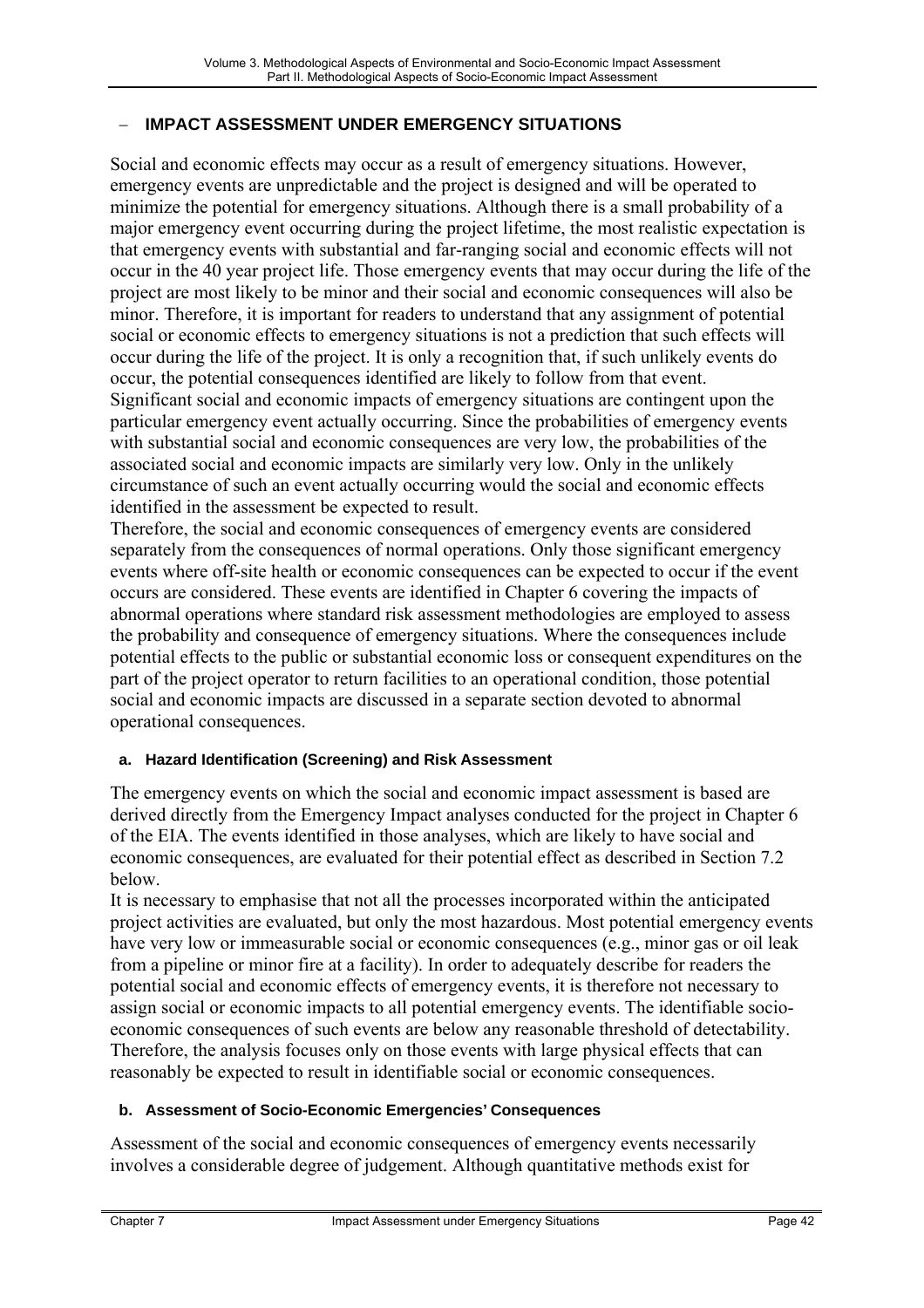## – IMPACT ASSESSMENT UNDER EMERGENCY SITUATIONS

Social and economic effects may occur as a result of emergency situations. However, emergency events are unpredictable and the project is designed and will be operated to minimize the potential for emergency situations. Although there is a small probability of a major emergency event occurring during the project lifetime, the most realistic expectation is that emergency events with substantial and far-ranging social and economic effects will not occur in the 40 year project life. Those emergency events that may occur during the life of the project are most likely to be minor and their social and economic consequences will also be minor. Therefore, it is important for readers to understand that any assignment of potential social or economic effects to emergency situations is not a prediction that such effects will occur during the life of the project. It is only a recognition that, if such unlikely events do occur, the potential consequences identified are likely to follow from that event. Significant social and economic impacts of emergency situations are contingent upon the particular emergency event actually occurring. Since the probabilities of emergency events with substantial social and economic consequences are very low, the probabilities of the associated social and economic impacts are similarly very low. Only in the unlikely circumstance of such an event actually occurring would the social and economic effects identified in the assessment be expected to result.

Therefore, the social and economic consequences of emergency events are considered separately from the consequences of normal operations. Only those significant emergency events where off-site health or economic consequences can be expected to occur if the event occurs are considered. These events are identified in Chapter 6 covering the impacts of abnormal operations where standard risk assessment methodologies are employed to assess the probability and consequence of emergency situations. Where the consequences include potential effects to the public or substantial economic loss or consequent expenditures on the part of the project operator to return facilities to an operational condition, those potential social and economic impacts are discussed in a separate section devoted to abnormal operational consequences.

### a. Hazard Identification (Screening) and Risk Assessment

The emergency events on which the social and economic impact assessment is based are derived directly from the Emergency Impact analyses conducted for the project in Chapter 6 of the EIA. The events identified in those analyses, which are likely to have social and economic consequences, are evaluated for their potential effect as described in Section 7.2 below.

It is necessary to emphasise that not all the processes incorporated within the anticipated project activities are evaluated, but only the most hazardous. Most potential emergency events have very low or immeasurable social or economic consequences (e.g., minor gas or oil leak from a pipeline or minor fire at a facility). In order to adequately describe for readers the potential social and economic effects of emergency events, it is therefore not necessary to assign social or economic impacts to all potential emergency events. The identifiable socio-economic consequences of such events are below any reasonable threshold of detectability. Therefore, the analysis focuses only on those events with large physical effects that can reasonably be expected to result in identifiable social or economic consequences.

### b. Assessment of Socio-Economic Emergencies' Consequences

Assessment of the social and economic consequences of emergency events necessarily involves a considerable degree of judgement. Although quantitative methods exist for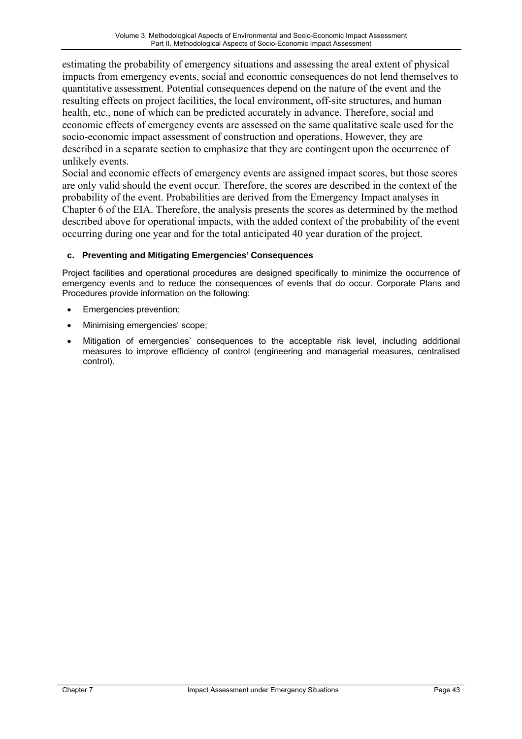estimating the probability of emergency situations and assessing the areal extent of physical impacts from emergency events, social and economic consequences do not lend themselves to quantitative assessment. Potential consequences depend on the nature of the event and the resulting effects on project facilities, the local environment, off-site structures, and human health, etc., none of which can be predicted accurately in advance. Therefore, social and economic effects of emergency events are assessed on the same qualitative scale used for the socio-economic impact assessment of construction and operations. However, they are described in a separate section to emphasize that they are contingent upon the occurrence of unlikely events.

Social and economic effects of emergency events are assigned impact scores, but those scores are only valid should the event occur. Therefore, the scores are described in the context of the probability of the event. Probabilities are derived from the Emergency Impact analyses in Chapter 6 of the EIA. Therefore, the analysis presents the scores as determined by the method described above for operational impacts, with the added context of the probability of the event occurring during one year and for the total anticipated 40 year duration of the project.

#### c. Preventing and Mitigating Emergencies' Consequences

Project facilities and operational procedures are designed specifically to minimize the occurrence of emergency events and to reduce the consequences of events that do occur. Corporate Plans and Procedures provide information on the following:

- Emergencies prevention;
- Minimising emergencies' scope;
- Mitigation of emergencies' consequences to the acceptable risk level, including additional measures to improve efficiency of control (engineering and managerial measures, centralised control).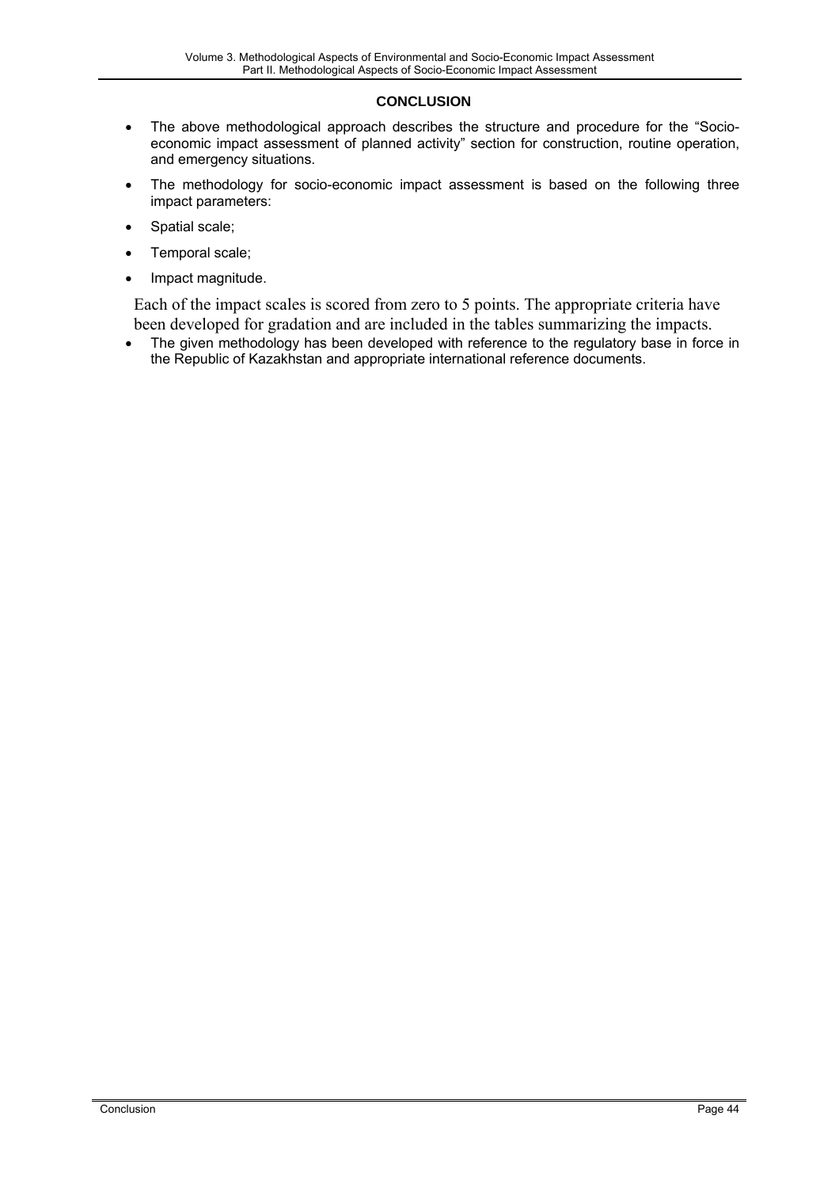## CONCLUSION

- The above methodological approach describes the structure and procedure for the "Socio-economic impact assessment of planned activity" section for construction, routine operation, and emergency situations.
- The methodology for socio-economic impact assessment is based on the following three impact parameters:
- Spatial scale;
- Temporal scale;
- Impact magnitude.

Each of the impact scales is scored from zero to 5 points. The appropriate criteria have been developed for gradation and are included in the tables summarizing the impacts.

- The given methodology has been developed with reference to the regulatory base in force in the Republic of Kazakhstan and appropriate international reference documents.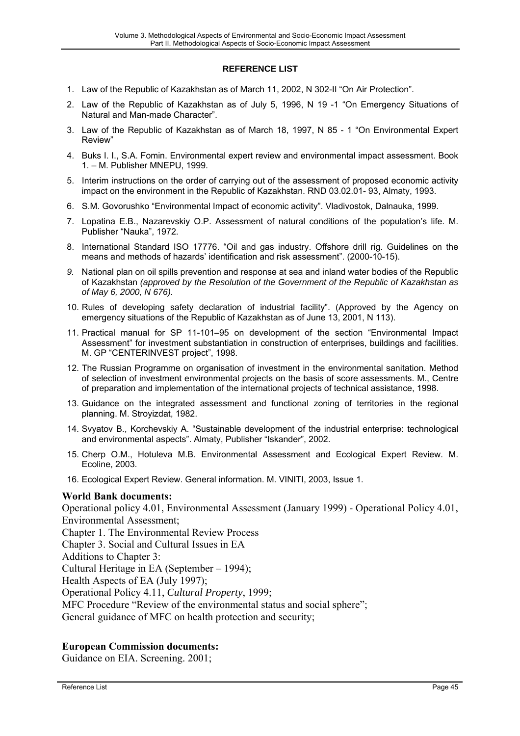**REFERENCE LIST**

1. Law of the Republic of Kazakhstan as of March 11, 2002, N 302-II “On Air Protection”.
2. Law of the Republic of Kazakhstan as of July 5, 1996, N 19 -1 “On Emergency Situations of Natural and Man-made Character”.
3. Law of the Republic of Kazakhstan as of March 18, 1997, N 85 - 1 “On Environmental Expert Review”
4. Buks I. I., S.A. Fomin. Environmental expert review and environmental impact assessment. Book 1. – M. Publisher MNEPU, 1999.
5. Interim instructions on the order of carrying out of the assessment of proposed economic activity impact on the environment in the Republic of Kazakhstan. RND 03.02.01- 93, Almaty, 1993.
6. S.M. Govorushko “Environmental Impact of economic activity”. Vladivostok, Dalnauka, 1999.
7. Lopatina E.B., Nazarevskiy O.P. Assessment of natural conditions of the population’s life. M. Publisher “Nauka”, 1972.
8. International Standard ISO 17776. “Oil and gas industry. Offshore drill rig. Guidelines on the means and methods of hazards’ identification and risk assessment”. (2000-10-15).
9. National plan on oil spills prevention and response at sea and inland water bodies of the Republic of Kazakhstan *(approved by the Resolution of the Government of the Republic of Kazakhstan as of May 6, 2000, N 676).*
10. Rules of developing safety declaration of industrial facility”. (Approved by the Agency on emergency situations of the Republic of Kazakhstan as of June 13, 2001, N 113).
11. Practical manual for SP 11-101–95 on development of the section “Environmental Impact Assessment” for investment substantiation in construction of enterprises, buildings and facilities. M. GP “CENTERINVEST project”, 1998.
12. The Russian Programme on organisation of investment in the environmental sanitation. Method of selection of investment environmental projects on the basis of score assessments. M., Centre of preparation and implementation of the international projects of technical assistance, 1998.
13. Guidance on the integrated assessment and functional zoning of territories in the regional planning. M. Stroyizdat, 1982.
14. Svyatov B., Korchevskiy A. “Sustainable development of the industrial enterprise: technological and environmental aspects”. Almaty, Publisher “Iskander”, 2002.
15. Cherp O.M., Hotuleva M.B. Environmental Assessment and Ecological Expert Review. M. Ecoline, 2003.
16. Ecological Expert Review. General information. M. VINITI, 2003, Issue 1.

**World Bank documents:**

Operational policy 4.01, Environmental Assessment (January 1999) - Operational Policy 4.01, Environmental Assessment;

Chapter 1. The Environmental Review Process

Chapter 3. Social and Cultural Issues in EA

Additions to Chapter 3:

Cultural Heritage in EA (September – 1994);

Health Aspects of EA (July 1997);

Operational Policy 4.11, *Cultural Property*, 1999;

MFC Procedure “Review of the environmental status and social sphere”;

General guidance of MFC on health protection and security;

**European Commission documents:**

Guidance on EIA. Screening. 2001;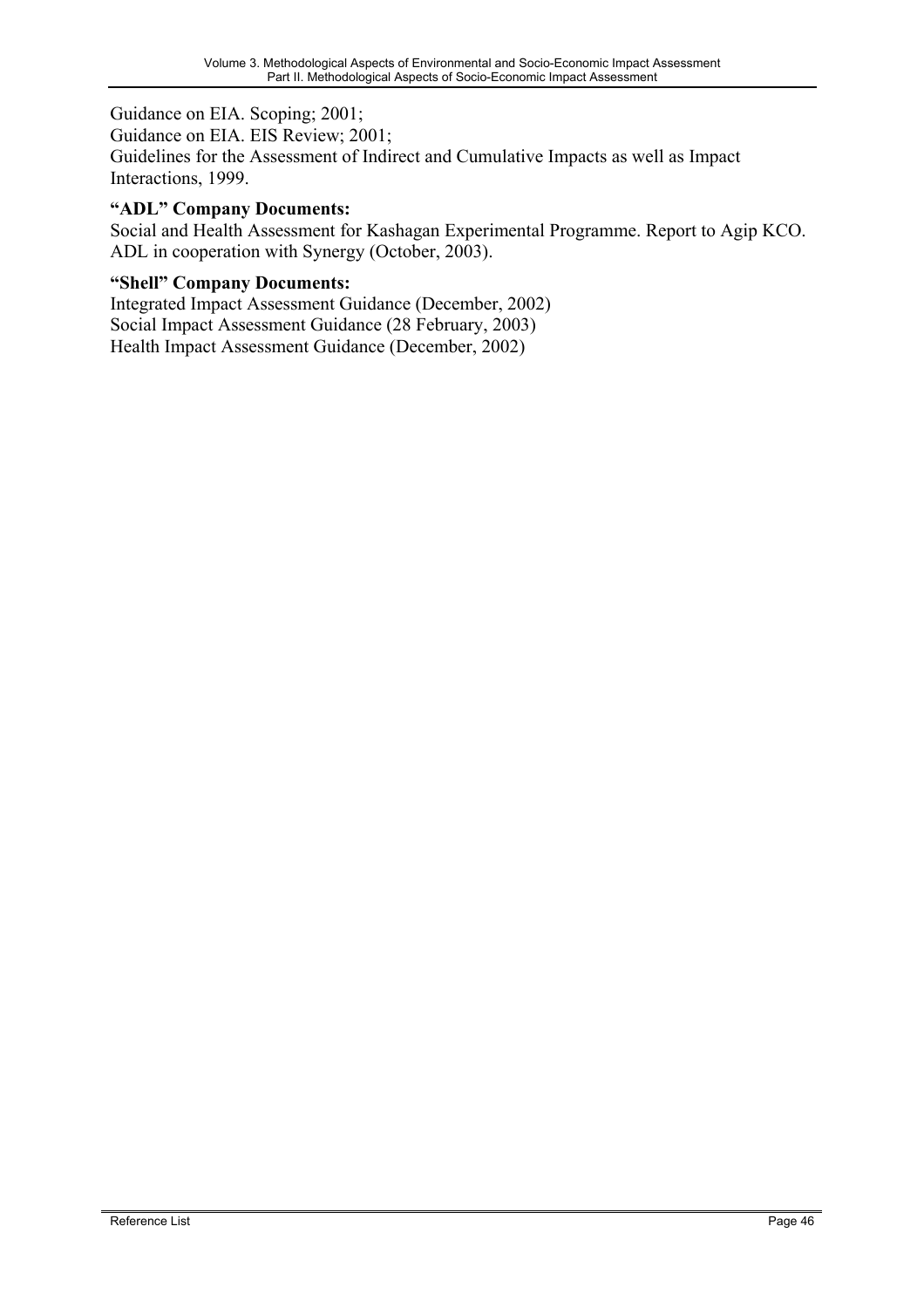Guidance on EIA. Scoping; 2001;

Guidance on EIA. EIS Review; 2001;

Guidelines for the Assessment of Indirect and Cumulative Impacts as well as Impact Interactions, 1999.

**“ADL” Company Documents:**

Social and Health Assessment for Kashagan Experimental Programme. Report to Agip KCO. ADL in cooperation with Synergy (October, 2003).

**“Shell” Company Documents:**

Integrated Impact Assessment Guidance (December, 2002)

Social Impact Assessment Guidance (28 February, 2003)

Health Impact Assessment Guidance (December, 2002)